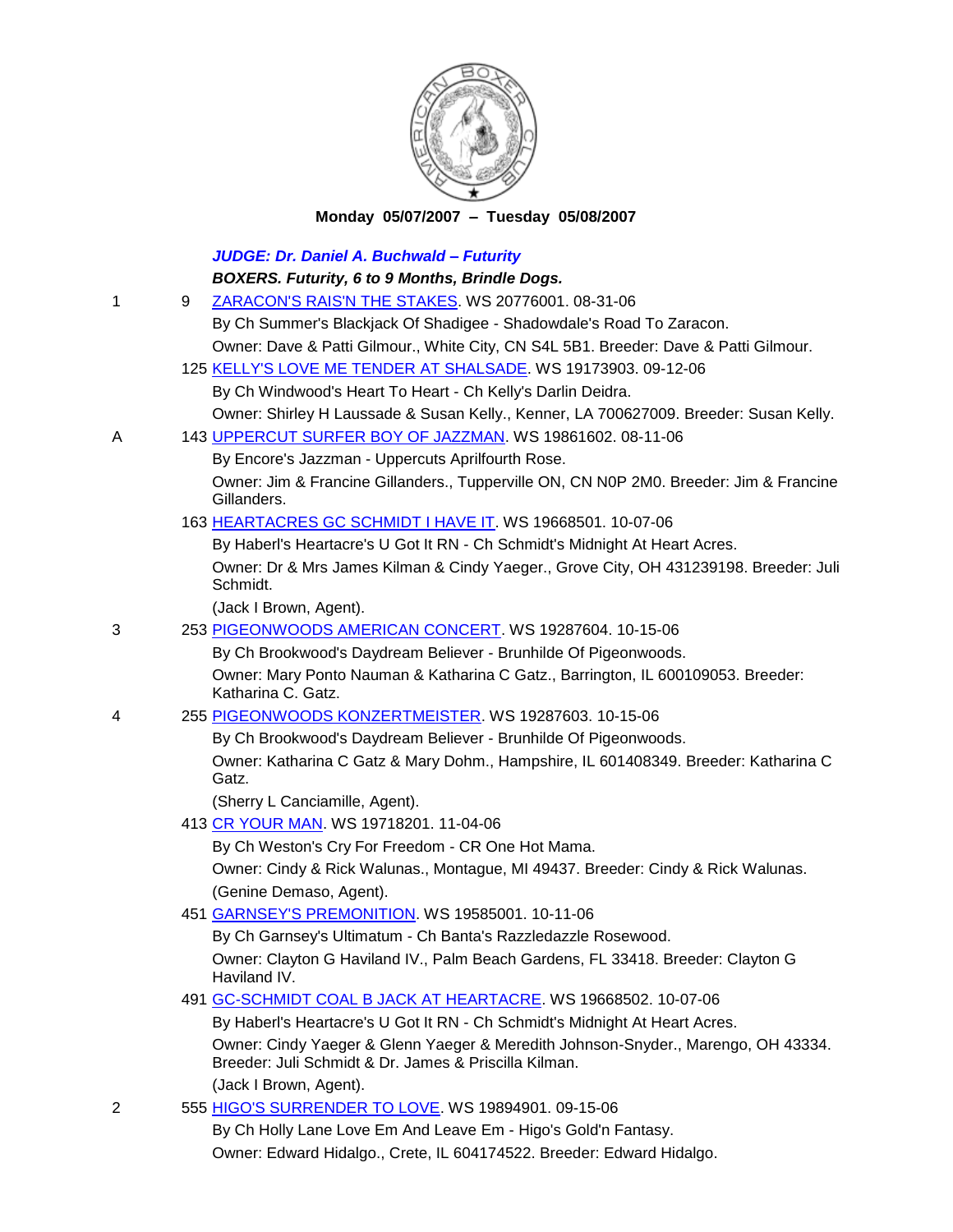**Monday 05/07/2007 – Tuesday 05/08/2007**

***JUDGE: Dr. Daniel A. Buchwald – Futurity***

***BOXERS. Futurity, 6 to 9 Months, Brindle Dogs.***

1 — 9 ZARACON'S RAIS'N THE STAKES. WS 20776001. 08-31-06
By Ch Summer's Blackjack Of Shadigee - Shadowdale's Road To Zaracon.
Owner: Dave & Patti Gilmour., White City, CN S4L 5B1. Breeder: Dave & Patti Gilmour.

125 KELLY'S LOVE ME TENDER AT SHALSADE. WS 19173903. 09-12-06
By Ch Windwood's Heart To Heart - Ch Kelly's Darlin Deidra.
Owner: Shirley H Laussade & Susan Kelly., Kenner, LA 700627009. Breeder: Susan Kelly.

A — 143 UPPERCUT SURFER BOY OF JAZZMAN. WS 19861602. 08-11-06
By Encore's Jazzman - Uppercuts Aprilfourth Rose.
Owner: Jim & Francine Gillanders., Tupperville ON, CN N0P 2M0. Breeder: Jim & Francine Gillanders.

163 HEARTACRES GC SCHMIDT I HAVE IT. WS 19668501. 10-07-06
By Haberl's Heartacre's U Got It RN - Ch Schmidt's Midnight At Heart Acres.
Owner: Dr & Mrs James Kilman & Cindy Yaeger., Grove City, OH 431239198. Breeder: Juli Schmidt.
(Jack I Brown, Agent).

3 — 253 PIGEONWOODS AMERICAN CONCERT. WS 19287604. 10-15-06
By Ch Brookwood's Daydream Believer - Brunhilde Of Pigeonwoods.
Owner: Mary Ponto Nauman & Katharina C Gatz., Barrington, IL 600109053. Breeder: Katharina C. Gatz.

4 — 255 PIGEONWOODS KONZERTMEISTER. WS 19287603. 10-15-06
By Ch Brookwood's Daydream Believer - Brunhilde Of Pigeonwoods.
Owner: Katharina C Gatz & Mary Dohm., Hampshire, IL 601408349. Breeder: Katharina C Gatz.
(Sherry L Canciamille, Agent).

413 CR YOUR MAN. WS 19718201. 11-04-06
By Ch Weston's Cry For Freedom - CR One Hot Mama.
Owner: Cindy & Rick Walunas., Montague, MI 49437. Breeder: Cindy & Rick Walunas.
(Genine Demaso, Agent).

451 GARNSEY'S PREMONITION. WS 19585001. 10-11-06
By Ch Garnsey's Ultimatum - Ch Banta's Razzledazzle Rosewood.
Owner: Clayton G Haviland IV., Palm Beach Gardens, FL 33418. Breeder: Clayton G Haviland IV.

491 GC-SCHMIDT COAL B JACK AT HEARTACRE. WS 19668502. 10-07-06
By Haberl's Heartacre's U Got It RN - Ch Schmidt's Midnight At Heart Acres.
Owner: Cindy Yaeger & Glenn Yaeger & Meredith Johnson-Snyder., Marengo, OH 43334. Breeder: Juli Schmidt & Dr. James & Priscilla Kilman.
(Jack I Brown, Agent).

2 — 555 HIGO'S SURRENDER TO LOVE. WS 19894901. 09-15-06
By Ch Holly Lane Love Em And Leave Em - Higo's Gold'n Fantasy.
Owner: Edward Hidalgo., Crete, IL 604174522. Breeder: Edward Hidalgo.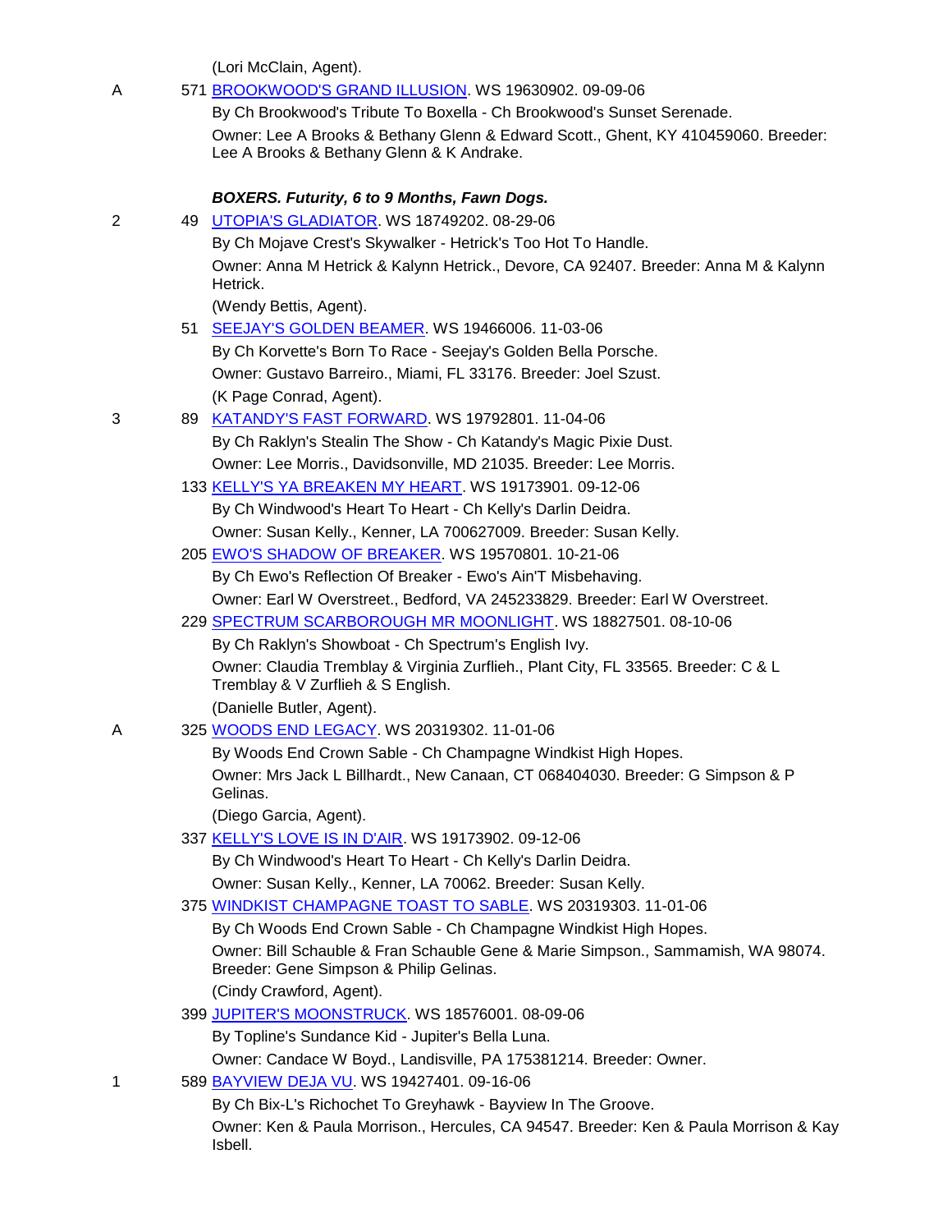(Lori McClain, Agent).

A 571 BROOKWOOD'S GRAND ILLUSION. WS 19630902. 09-09-06
By Ch Brookwood's Tribute To Boxella - Ch Brookwood's Sunset Serenade.
Owner: Lee A Brooks & Bethany Glenn & Edward Scott., Ghent, KY 410459060. Breeder: Lee A Brooks & Bethany Glenn & K Andrake.

***BOXERS. Futurity, 6 to 9 Months, Fawn Dogs.***

2 49 UTOPIA'S GLADIATOR. WS 18749202. 08-29-06
By Ch Mojave Crest's Skywalker - Hetrick's Too Hot To Handle.
Owner: Anna M Hetrick & Kalynn Hetrick., Devore, CA 92407. Breeder: Anna M & Kalynn Hetrick.
(Wendy Bettis, Agent).

51 SEEJAY'S GOLDEN BEAMER. WS 19466006. 11-03-06
By Ch Korvette's Born To Race - Seejay's Golden Bella Porsche.
Owner: Gustavo Barreiro., Miami, FL 33176. Breeder: Joel Szust.
(K Page Conrad, Agent).

3 89 KATANDY'S FAST FORWARD. WS 19792801. 11-04-06
By Ch Raklyn's Stealin The Show - Ch Katandy's Magic Pixie Dust.
Owner: Lee Morris., Davidsonville, MD 21035. Breeder: Lee Morris.

133 KELLY'S YA BREAKEN MY HEART. WS 19173901. 09-12-06
By Ch Windwood's Heart To Heart - Ch Kelly's Darlin Deidra.
Owner: Susan Kelly., Kenner, LA 700627009. Breeder: Susan Kelly.

205 EWO'S SHADOW OF BREAKER. WS 19570801. 10-21-06
By Ch Ewo's Reflection Of Breaker - Ewo's Ain'T Misbehaving.
Owner: Earl W Overstreet., Bedford, VA 245233829. Breeder: Earl W Overstreet.

229 SPECTRUM SCARBOROUGH MR MOONLIGHT. WS 18827501. 08-10-06
By Ch Raklyn's Showboat - Ch Spectrum's English Ivy.
Owner: Claudia Tremblay & Virginia Zurflieh., Plant City, FL 33565. Breeder: C & L Tremblay & V Zurflieh & S English.
(Danielle Butler, Agent).

A 325 WOODS END LEGACY. WS 20319302. 11-01-06
By Woods End Crown Sable - Ch Champagne Windkist High Hopes.
Owner: Mrs Jack L Billhardt., New Canaan, CT 068404030. Breeder: G Simpson & P Gelinas.
(Diego Garcia, Agent).

337 KELLY'S LOVE IS IN D'AIR. WS 19173902. 09-12-06
By Ch Windwood's Heart To Heart - Ch Kelly's Darlin Deidra.
Owner: Susan Kelly., Kenner, LA 70062. Breeder: Susan Kelly.

375 WINDKIST CHAMPAGNE TOAST TO SABLE. WS 20319303. 11-01-06
By Ch Woods End Crown Sable - Ch Champagne Windkist High Hopes.
Owner: Bill Schauble & Fran Schauble Gene & Marie Simpson., Sammamish, WA 98074. Breeder: Gene Simpson & Philip Gelinas.
(Cindy Crawford, Agent).

399 JUPITER'S MOONSTRUCK. WS 18576001. 08-09-06
By Topline's Sundance Kid - Jupiter's Bella Luna.
Owner: Candace W Boyd., Landisville, PA 175381214. Breeder: Owner.

1 589 BAYVIEW DEJA VU. WS 19427401. 09-16-06
By Ch Bix-L's Richochet To Greyhawk - Bayview In The Groove.
Owner: Ken & Paula Morrison., Hercules, CA 94547. Breeder: Ken & Paula Morrison & Kay Isbell.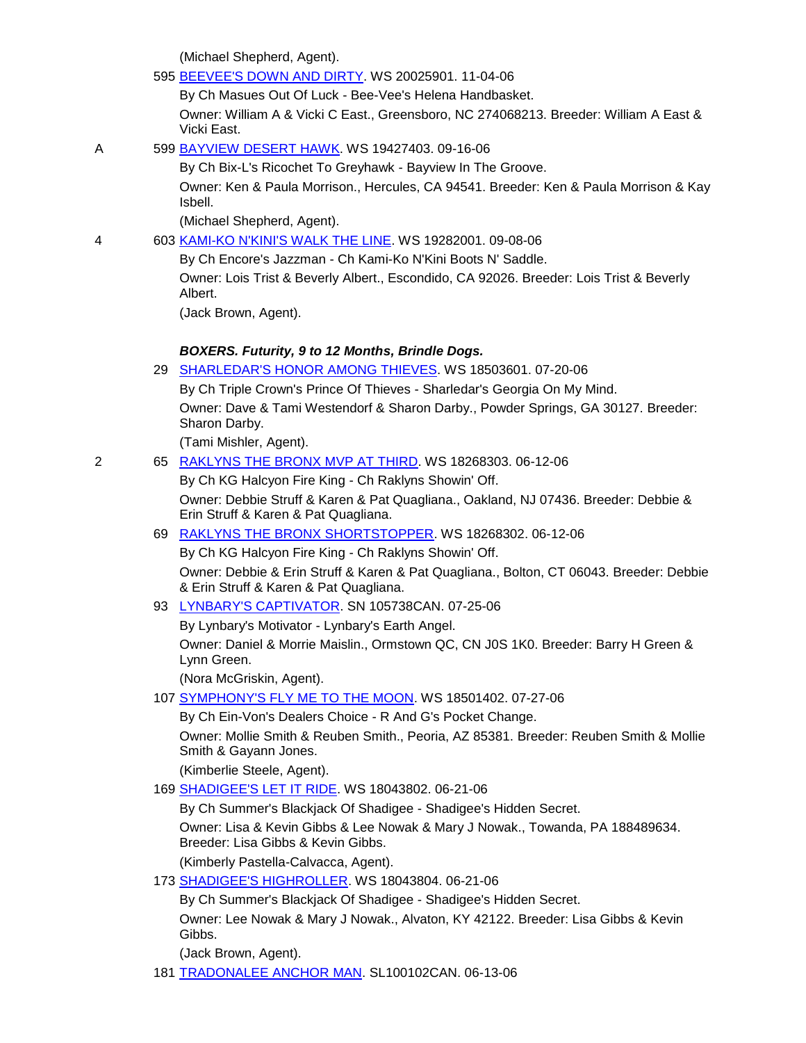(Michael Shepherd, Agent).

595 BEEVEE'S DOWN AND DIRTY. WS 20025901. 11-04-06

By Ch Masues Out Of Luck - Bee-Vee's Helena Handbasket.

Owner: William A & Vicki C East., Greensboro, NC 274068213. Breeder: William A East & Vicki East.

A 599 BAYVIEW DESERT HAWK. WS 19427403. 09-16-06

By Ch Bix-L's Ricochet To Greyhawk - Bayview In The Groove.

Owner: Ken & Paula Morrison., Hercules, CA 94541. Breeder: Ken & Paula Morrison & Kay Isbell.

(Michael Shepherd, Agent).

4 603 KAMI-KO N'KINI'S WALK THE LINE. WS 19282001. 09-08-06

By Ch Encore's Jazzman - Ch Kami-Ko N'Kini Boots N' Saddle.

Owner: Lois Trist & Beverly Albert., Escondido, CA 92026. Breeder: Lois Trist & Beverly Albert.

(Jack Brown, Agent).

***BOXERS. Futurity, 9 to 12 Months, Brindle Dogs.***

29 SHARLEDAR'S HONOR AMONG THIEVES. WS 18503601. 07-20-06

By Ch Triple Crown's Prince Of Thieves - Sharledar's Georgia On My Mind.

Owner: Dave & Tami Westendorf & Sharon Darby., Powder Springs, GA 30127. Breeder: Sharon Darby.

(Tami Mishler, Agent).

2 65 RAKLYNS THE BRONX MVP AT THIRD. WS 18268303. 06-12-06

By Ch KG Halcyon Fire King - Ch Raklyns Showin' Off.

Owner: Debbie Struff & Karen & Pat Quagliana., Oakland, NJ 07436. Breeder: Debbie & Erin Struff & Karen & Pat Quagliana.

69 RAKLYNS THE BRONX SHORTSTOPPER. WS 18268302. 06-12-06

By Ch KG Halcyon Fire King - Ch Raklyns Showin' Off.

Owner: Debbie & Erin Struff & Karen & Pat Quagliana., Bolton, CT 06043. Breeder: Debbie & Erin Struff & Karen & Pat Quagliana.

93 LYNBARY'S CAPTIVATOR. SN 105738CAN. 07-25-06

By Lynbary's Motivator - Lynbary's Earth Angel.

Owner: Daniel & Morrie Maislin., Ormstown QC, CN J0S 1K0. Breeder: Barry H Green & Lynn Green.

(Nora McGriskin, Agent).

107 SYMPHONY'S FLY ME TO THE MOON. WS 18501402. 07-27-06

By Ch Ein-Von's Dealers Choice - R And G's Pocket Change.

Owner: Mollie Smith & Reuben Smith., Peoria, AZ 85381. Breeder: Reuben Smith & Mollie Smith & Gayann Jones.

(Kimberlie Steele, Agent).

169 SHADIGEE'S LET IT RIDE. WS 18043802. 06-21-06

By Ch Summer's Blackjack Of Shadigee - Shadigee's Hidden Secret.

Owner: Lisa & Kevin Gibbs & Lee Nowak & Mary J Nowak., Towanda, PA 188489634. Breeder: Lisa Gibbs & Kevin Gibbs.

(Kimberly Pastella-Calvacca, Agent).

173 SHADIGEE'S HIGHROLLER. WS 18043804. 06-21-06

By Ch Summer's Blackjack Of Shadigee - Shadigee's Hidden Secret.

Owner: Lee Nowak & Mary J Nowak., Alvaton, KY 42122. Breeder: Lisa Gibbs & Kevin Gibbs.

(Jack Brown, Agent).

181 TRADONALEE ANCHOR MAN. SL100102CAN. 06-13-06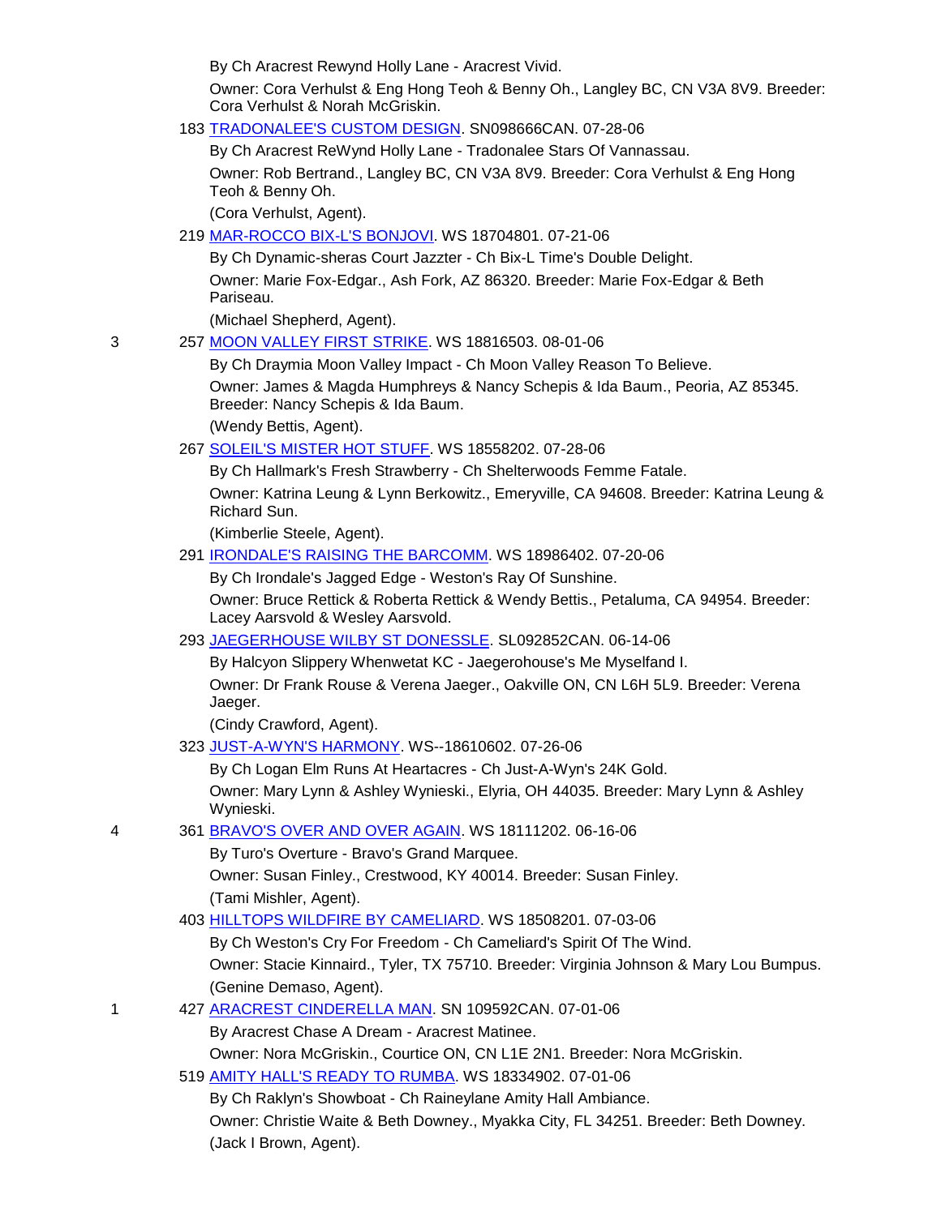By Ch Aracrest Rewynd Holly Lane - Aracrest Vivid.

Owner: Cora Verhulst & Eng Hong Teoh & Benny Oh., Langley BC, CN V3A 8V9. Breeder: Cora Verhulst & Norah McGriskin.

183 TRADONALEE'S CUSTOM DESIGN. SN098666CAN. 07-28-06

By Ch Aracrest ReWynd Holly Lane - Tradonalee Stars Of Vannassau.

Owner: Rob Bertrand., Langley BC, CN V3A 8V9. Breeder: Cora Verhulst & Eng Hong Teoh & Benny Oh.

(Cora Verhulst, Agent).

219 MAR-ROCCO BIX-L'S BONJOVI. WS 18704801. 07-21-06

By Ch Dynamic-sheras Court Jazzter - Ch Bix-L Time's Double Delight.

Owner: Marie Fox-Edgar., Ash Fork, AZ 86320. Breeder: Marie Fox-Edgar & Beth Pariseau.

(Michael Shepherd, Agent).

3 257 MOON VALLEY FIRST STRIKE. WS 18816503. 08-01-06

By Ch Draymia Moon Valley Impact - Ch Moon Valley Reason To Believe.

Owner: James & Magda Humphreys & Nancy Schepis & Ida Baum., Peoria, AZ 85345. Breeder: Nancy Schepis & Ida Baum.

(Wendy Bettis, Agent).

267 SOLEIL'S MISTER HOT STUFF. WS 18558202. 07-28-06

By Ch Hallmark's Fresh Strawberry - Ch Shelterwoods Femme Fatale.

Owner: Katrina Leung & Lynn Berkowitz., Emeryville, CA 94608. Breeder: Katrina Leung & Richard Sun.

(Kimberlie Steele, Agent).

291 IRONDALE'S RAISING THE BARCOMM. WS 18986402. 07-20-06

By Ch Irondale's Jagged Edge - Weston's Ray Of Sunshine.

Owner: Bruce Rettick & Roberta Rettick & Wendy Bettis., Petaluma, CA 94954. Breeder: Lacey Aarsvold & Wesley Aarsvold.

293 JAEGERHOUSE WILBY ST DONESSLE. SL092852CAN. 06-14-06

By Halcyon Slippery Whenwetat KC - Jaegerohouse's Me Myselfand I.

Owner: Dr Frank Rouse & Verena Jaeger., Oakville ON, CN L6H 5L9. Breeder: Verena Jaeger.

(Cindy Crawford, Agent).

323 JUST-A-WYN'S HARMONY. WS--18610602. 07-26-06

By Ch Logan Elm Runs At Heartacres - Ch Just-A-Wyn's 24K Gold.

Owner: Mary Lynn & Ashley Wynieski., Elyria, OH 44035. Breeder: Mary Lynn & Ashley Wynieski.

4 361 BRAVO'S OVER AND OVER AGAIN. WS 18111202. 06-16-06

By Turo's Overture - Bravo's Grand Marquee.

Owner: Susan Finley., Crestwood, KY 40014. Breeder: Susan Finley.

(Tami Mishler, Agent).

403 HILLTOPS WILDFIRE BY CAMELIARD. WS 18508201. 07-03-06

By Ch Weston's Cry For Freedom - Ch Cameliard's Spirit Of The Wind.

Owner: Stacie Kinnaird., Tyler, TX 75710. Breeder: Virginia Johnson & Mary Lou Bumpus.

(Genine Demaso, Agent).

1 427 ARACREST CINDERELLA MAN. SN 109592CAN. 07-01-06

By Aracrest Chase A Dream - Aracrest Matinee.

Owner: Nora McGriskin., Courtice ON, CN L1E 2N1. Breeder: Nora McGriskin.

519 AMITY HALL'S READY TO RUMBA. WS 18334902. 07-01-06

By Ch Raklyn's Showboat - Ch Raineylane Amity Hall Ambiance.

Owner: Christie Waite & Beth Downey., Myakka City, FL 34251. Breeder: Beth Downey.

(Jack I Brown, Agent).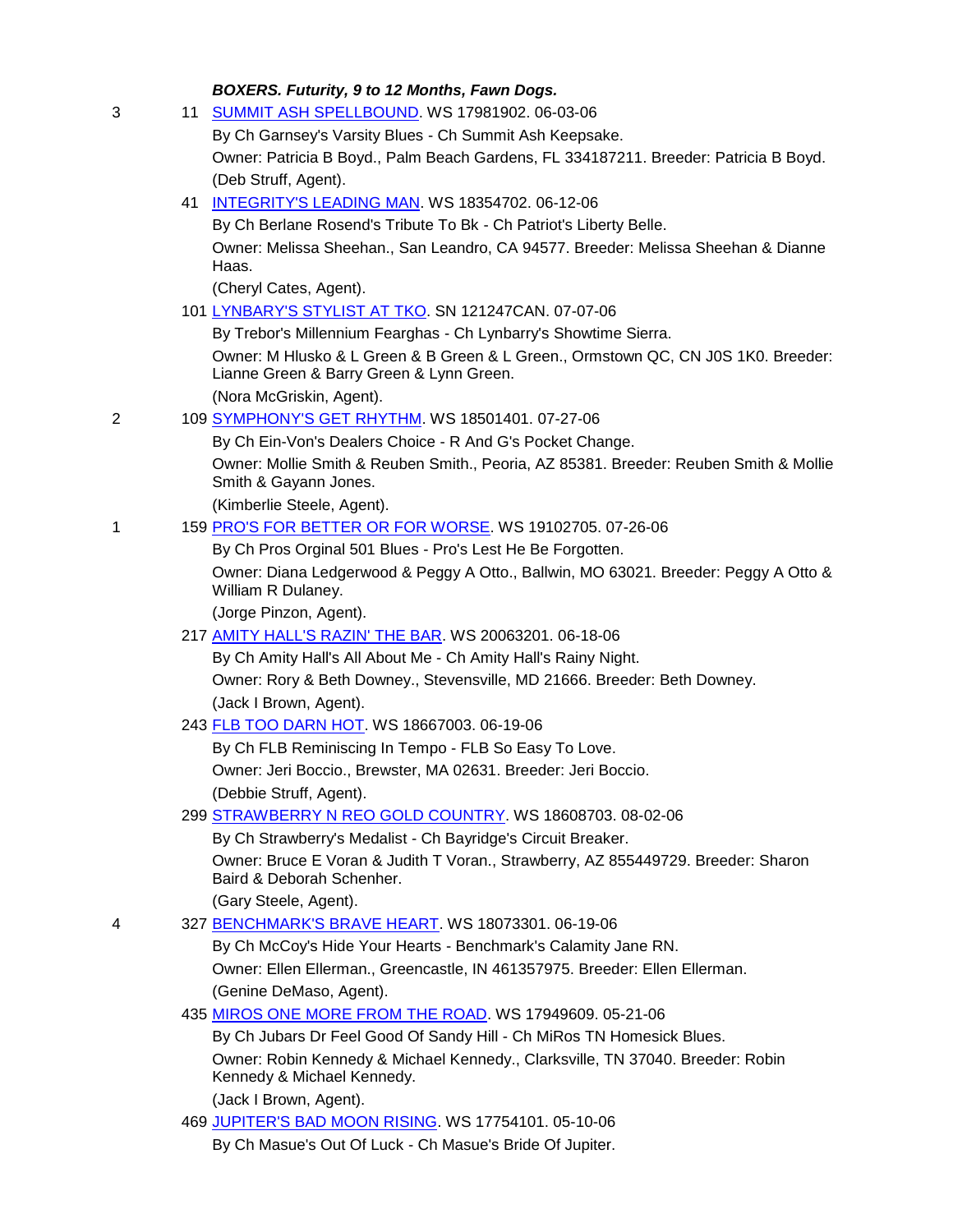***BOXERS. Futurity, 9 to 12 Months, Fawn Dogs.***

3 11 SUMMIT ASH SPELLBOUND. WS 17981902. 06-03-06
By Ch Garnsey's Varsity Blues - Ch Summit Ash Keepsake.
Owner: Patricia B Boyd., Palm Beach Gardens, FL 334187211. Breeder: Patricia B Boyd.
(Deb Struff, Agent).

41 INTEGRITY'S LEADING MAN. WS 18354702. 06-12-06
By Ch Berlane Rosend's Tribute To Bk - Ch Patriot's Liberty Belle.
Owner: Melissa Sheehan., San Leandro, CA 94577. Breeder: Melissa Sheehan & Dianne Haas.
(Cheryl Cates, Agent).

101 LYNBARY'S STYLIST AT TKO. SN 121247CAN. 07-07-06
By Trebor's Millennium Fearghas - Ch Lynbarry's Showtime Sierra.
Owner: M Hlusko & L Green & B Green & L Green., Ormstown QC, CN J0S 1K0. Breeder: Lianne Green & Barry Green & Lynn Green.
(Nora McGriskin, Agent).

2 109 SYMPHONY'S GET RHYTHM. WS 18501401. 07-27-06
By Ch Ein-Von's Dealers Choice - R And G's Pocket Change.
Owner: Mollie Smith & Reuben Smith., Peoria, AZ 85381. Breeder: Reuben Smith & Mollie Smith & Gayann Jones.
(Kimberlie Steele, Agent).

1 159 PRO'S FOR BETTER OR FOR WORSE. WS 19102705. 07-26-06
By Ch Pros Orginal 501 Blues - Pro's Lest He Be Forgotten.
Owner: Diana Ledgerwood & Peggy A Otto., Ballwin, MO 63021. Breeder: Peggy A Otto & William R Dulaney.
(Jorge Pinzon, Agent).

217 AMITY HALL'S RAZIN' THE BAR. WS 20063201. 06-18-06
By Ch Amity Hall's All About Me - Ch Amity Hall's Rainy Night.
Owner: Rory & Beth Downey., Stevensville, MD 21666. Breeder: Beth Downey.
(Jack I Brown, Agent).

243 FLB TOO DARN HOT. WS 18667003. 06-19-06
By Ch FLB Reminiscing In Tempo - FLB So Easy To Love.
Owner: Jeri Boccio., Brewster, MA 02631. Breeder: Jeri Boccio.
(Debbie Struff, Agent).

299 STRAWBERRY N REO GOLD COUNTRY. WS 18608703. 08-02-06
By Ch Strawberry's Medalist - Ch Bayridge's Circuit Breaker.
Owner: Bruce E Voran & Judith T Voran., Strawberry, AZ 855449729. Breeder: Sharon Baird & Deborah Schenher.
(Gary Steele, Agent).

4 327 BENCHMARK'S BRAVE HEART. WS 18073301. 06-19-06
By Ch McCoy's Hide Your Hearts - Benchmark's Calamity Jane RN.
Owner: Ellen Ellerman., Greencastle, IN 461357975. Breeder: Ellen Ellerman.
(Genine DeMaso, Agent).

435 MIROS ONE MORE FROM THE ROAD. WS 17949609. 05-21-06
By Ch Jubars Dr Feel Good Of Sandy Hill - Ch MiRos TN Homesick Blues.
Owner: Robin Kennedy & Michael Kennedy., Clarksville, TN 37040. Breeder: Robin Kennedy & Michael Kennedy.
(Jack I Brown, Agent).

469 JUPITER'S BAD MOON RISING. WS 17754101. 05-10-06
By Ch Masue's Out Of Luck - Ch Masue's Bride Of Jupiter.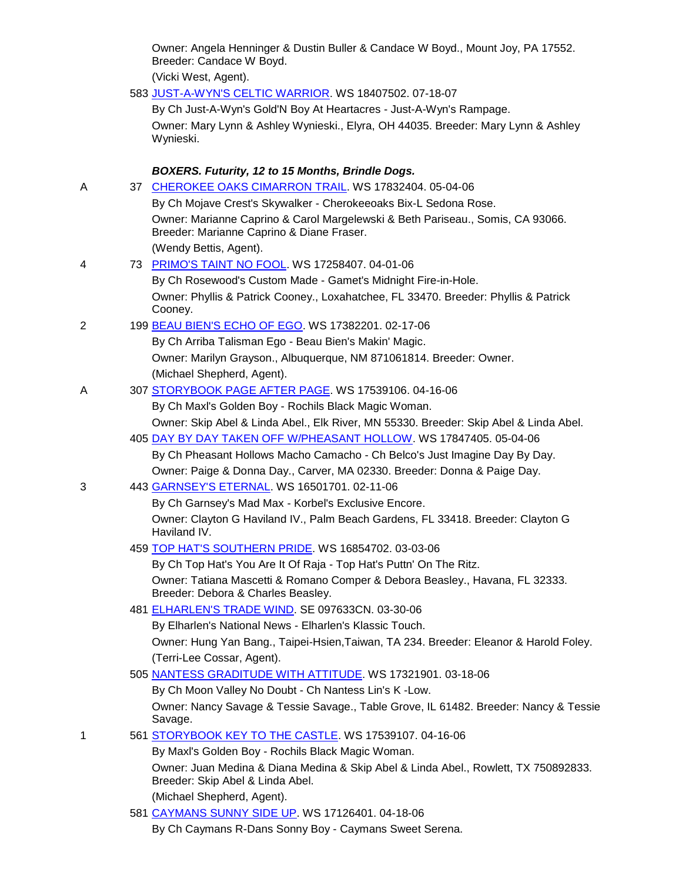Owner: Angela Henninger & Dustin Buller & Candace W Boyd., Mount Joy, PA 17552. Breeder: Candace W Boyd.

(Vicki West, Agent).

583 JUST-A-WYN'S CELTIC WARRIOR. WS 18407502. 07-18-07

By Ch Just-A-Wyn's Gold'N Boy At Heartacres - Just-A-Wyn's Rampage.

Owner: Mary Lynn & Ashley Wynieski., Elyra, OH 44035. Breeder: Mary Lynn & Ashley Wynieski.

***BOXERS. Futurity, 12 to 15 Months, Brindle Dogs.***

A 37 CHEROKEE OAKS CIMARRON TRAIL. WS 17832404. 05-04-06

By Ch Mojave Crest's Skywalker - Cherokeeoaks Bix-L Sedona Rose.

Owner: Marianne Caprino & Carol Margelewski & Beth Pariseau., Somis, CA 93066. Breeder: Marianne Caprino & Diane Fraser.

(Wendy Bettis, Agent).

4 73 PRIMO'S TAINT NO FOOL. WS 17258407. 04-01-06

By Ch Rosewood's Custom Made - Gamet's Midnight Fire-in-Hole.

Owner: Phyllis & Patrick Cooney., Loxahatchee, FL 33470. Breeder: Phyllis & Patrick Cooney.

2 199 BEAU BIEN'S ECHO OF EGO. WS 17382201. 02-17-06

By Ch Arriba Talisman Ego - Beau Bien's Makin' Magic.

Owner: Marilyn Grayson., Albuquerque, NM 871061814. Breeder: Owner.

(Michael Shepherd, Agent).

A 307 STORYBOOK PAGE AFTER PAGE. WS 17539106. 04-16-06

By Ch Maxl's Golden Boy - Rochils Black Magic Woman.

Owner: Skip Abel & Linda Abel., Elk River, MN 55330. Breeder: Skip Abel & Linda Abel.

405 DAY BY DAY TAKEN OFF W/PHEASANT HOLLOW. WS 17847405. 05-04-06

By Ch Pheasant Hollows Macho Camacho - Ch Belco's Just Imagine Day By Day.

Owner: Paige & Donna Day., Carver, MA 02330. Breeder: Donna & Paige Day.

3 443 GARNSEY'S ETERNAL. WS 16501701. 02-11-06

By Ch Garnsey's Mad Max - Korbel's Exclusive Encore.

Owner: Clayton G Haviland IV., Palm Beach Gardens, FL 33418. Breeder: Clayton G Haviland IV.

459 TOP HAT'S SOUTHERN PRIDE. WS 16854702. 03-03-06

By Ch Top Hat's You Are It Of Raja - Top Hat's Puttn' On The Ritz.

Owner: Tatiana Mascetti & Romano Comper & Debora Beasley., Havana, FL 32333. Breeder: Debora & Charles Beasley.

481 ELHARLEN'S TRADE WIND. SE 097633CN. 03-30-06

By Elharlen's National News - Elharlen's Klassic Touch.

Owner: Hung Yan Bang., Taipei-Hsien,Taiwan, TA 234. Breeder: Eleanor & Harold Foley.

(Terri-Lee Cossar, Agent).

505 NANTESS GRADITUDE WITH ATTITUDE. WS 17321901. 03-18-06

By Ch Moon Valley No Doubt - Ch Nantess Lin's K -Low.

Owner: Nancy Savage & Tessie Savage., Table Grove, IL 61482. Breeder: Nancy & Tessie Savage.

1 561 STORYBOOK KEY TO THE CASTLE. WS 17539107. 04-16-06

By Maxl's Golden Boy - Rochils Black Magic Woman.

Owner: Juan Medina & Diana Medina & Skip Abel & Linda Abel., Rowlett, TX 750892833. Breeder: Skip Abel & Linda Abel.

(Michael Shepherd, Agent).

581 CAYMANS SUNNY SIDE UP. WS 17126401. 04-18-06

By Ch Caymans R-Dans Sonny Boy - Caymans Sweet Serena.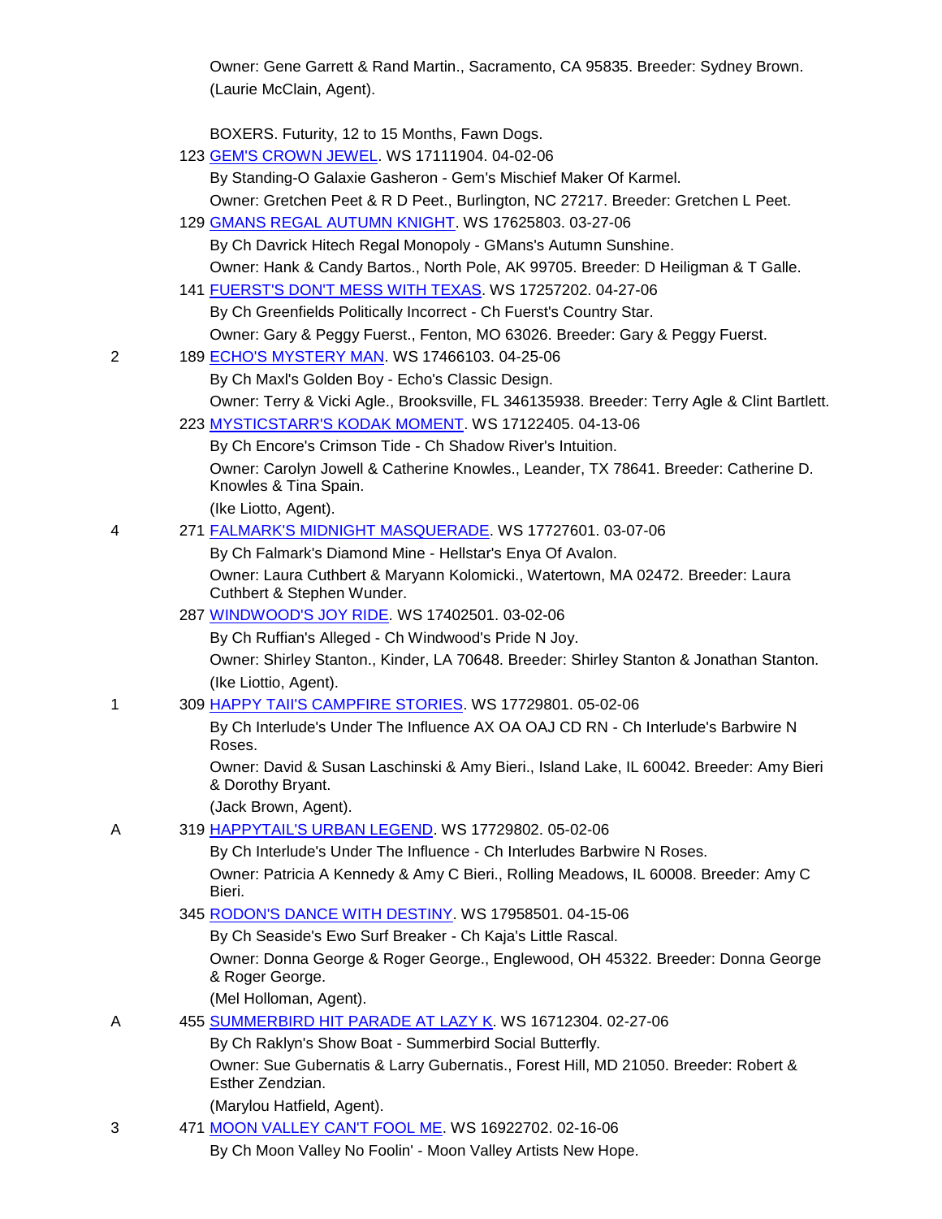Owner: Gene Garrett & Rand Martin., Sacramento, CA 95835. Breeder: Sydney Brown. (Laurie McClain, Agent).

BOXERS. Futurity, 12 to 15 Months, Fawn Dogs.

123 GEM'S CROWN JEWEL. WS 17111904. 04-02-06
By Standing-O Galaxie Gasheron - Gem's Mischief Maker Of Karmel.
Owner: Gretchen Peet & R D Peet., Burlington, NC 27217. Breeder: Gretchen L Peet.

129 GMANS REGAL AUTUMN KNIGHT. WS 17625803. 03-27-06
By Ch Davrick Hitech Regal Monopoly - GMans's Autumn Sunshine.
Owner: Hank & Candy Bartos., North Pole, AK 99705. Breeder: D Heiligman & T Galle.

141 FUERST'S DON'T MESS WITH TEXAS. WS 17257202. 04-27-06
By Ch Greenfields Politically Incorrect - Ch Fuerst's Country Star.
Owner: Gary & Peggy Fuerst., Fenton, MO 63026. Breeder: Gary & Peggy Fuerst.

2 — 189 ECHO'S MYSTERY MAN. WS 17466103. 04-25-06
By Ch Maxl's Golden Boy - Echo's Classic Design.
Owner: Terry & Vicki Agle., Brooksville, FL 346135938. Breeder: Terry Agle & Clint Bartlett.

223 MYSTICSTARR'S KODAK MOMENT. WS 17122405. 04-13-06
By Ch Encore's Crimson Tide - Ch Shadow River's Intuition.
Owner: Carolyn Jowell & Catherine Knowles., Leander, TX 78641. Breeder: Catherine D. Knowles & Tina Spain.
(Ike Liotto, Agent).

4 — 271 FALMARK'S MIDNIGHT MASQUERADE. WS 17727601. 03-07-06
By Ch Falmark's Diamond Mine - Hellstar's Enya Of Avalon.
Owner: Laura Cuthbert & Maryann Kolomicki., Watertown, MA 02472. Breeder: Laura Cuthbert & Stephen Wunder.

287 WINDWOOD'S JOY RIDE. WS 17402501. 03-02-06
By Ch Ruffian's Alleged - Ch Windwood's Pride N Joy.
Owner: Shirley Stanton., Kinder, LA 70648. Breeder: Shirley Stanton & Jonathan Stanton.
(Ike Liottio, Agent).

1 — 309 HAPPY TAII'S CAMPFIRE STORIES. WS 17729801. 05-02-06
By Ch Interlude's Under The Influence AX OA OAJ CD RN - Ch Interlude's Barbwire N Roses.
Owner: David & Susan Laschinski & Amy Bieri., Island Lake, IL 60042. Breeder: Amy Bieri & Dorothy Bryant.
(Jack Brown, Agent).

A — 319 HAPPYTAIL'S URBAN LEGEND. WS 17729802. 05-02-06
By Ch Interlude's Under The Influence - Ch Interludes Barbwire N Roses.
Owner: Patricia A Kennedy & Amy C Bieri., Rolling Meadows, IL 60008. Breeder: Amy C Bieri.

345 RODON'S DANCE WITH DESTINY. WS 17958501. 04-15-06
By Ch Seaside's Ewo Surf Breaker - Ch Kaja's Little Rascal.
Owner: Donna George & Roger George., Englewood, OH 45322. Breeder: Donna George & Roger George.
(Mel Holloman, Agent).

A — 455 SUMMERBIRD HIT PARADE AT LAZY K. WS 16712304. 02-27-06
By Ch Raklyn's Show Boat - Summerbird Social Butterfly.
Owner: Sue Gubernatis & Larry Gubernatis., Forest Hill, MD 21050. Breeder: Robert & Esther Zendzian.
(Marylou Hatfield, Agent).

3 — 471 MOON VALLEY CAN'T FOOL ME. WS 16922702. 02-16-06
By Ch Moon Valley No Foolin' - Moon Valley Artists New Hope.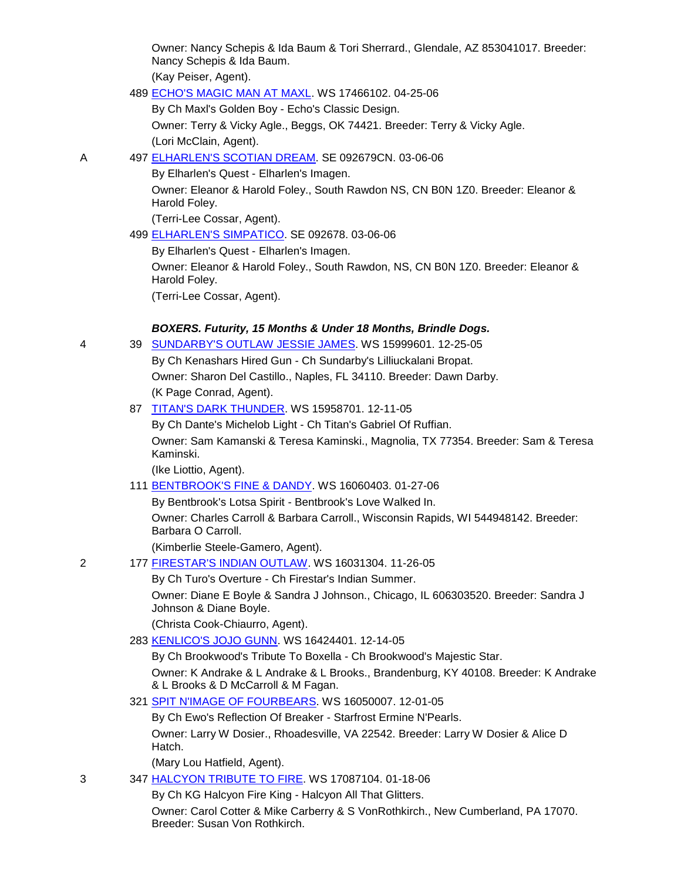Owner: Nancy Schepis & Ida Baum & Tori Sherrard., Glendale, AZ 853041017. Breeder: Nancy Schepis & Ida Baum.

(Kay Peiser, Agent).

489 ECHO'S MAGIC MAN AT MAXL. WS 17466102. 04-25-06

By Ch Maxl's Golden Boy - Echo's Classic Design.

Owner: Terry & Vicky Agle., Beggs, OK 74421. Breeder: Terry & Vicky Agle.

(Lori McClain, Agent).

A 497 ELHARLEN'S SCOTIAN DREAM. SE 092679CN. 03-06-06

By Elharlen's Quest - Elharlen's Imagen.

Owner: Eleanor & Harold Foley., South Rawdon NS, CN B0N 1Z0. Breeder: Eleanor & Harold Foley.

(Terri-Lee Cossar, Agent).

499 ELHARLEN'S SIMPATICO. SE 092678. 03-06-06

By Elharlen's Quest - Elharlen's Imagen.

Owner: Eleanor & Harold Foley., South Rawdon, NS, CN B0N 1Z0. Breeder: Eleanor & Harold Foley.

(Terri-Lee Cossar, Agent).

***BOXERS. Futurity, 15 Months & Under 18 Months, Brindle Dogs.***

4 39 SUNDARBY'S OUTLAW JESSIE JAMES. WS 15999601. 12-25-05

By Ch Kenashars Hired Gun - Ch Sundarby's Lilliuckalani Bropat.

Owner: Sharon Del Castillo., Naples, FL 34110. Breeder: Dawn Darby.

(K Page Conrad, Agent).

87 TITAN'S DARK THUNDER. WS 15958701. 12-11-05

By Ch Dante's Michelob Light - Ch Titan's Gabriel Of Ruffian.

Owner: Sam Kamanski & Teresa Kaminski., Magnolia, TX 77354. Breeder: Sam & Teresa Kaminski.

(Ike Liottio, Agent).

111 BENTBROOK'S FINE & DANDY. WS 16060403. 01-27-06

By Bentbrook's Lotsa Spirit - Bentbrook's Love Walked In.

Owner: Charles Carroll & Barbara Carroll., Wisconsin Rapids, WI 544948142. Breeder: Barbara O Carroll.

(Kimberlie Steele-Gamero, Agent).

2 177 FIRESTAR'S INDIAN OUTLAW. WS 16031304. 11-26-05

By Ch Turo's Overture - Ch Firestar's Indian Summer.

Owner: Diane E Boyle & Sandra J Johnson., Chicago, IL 606303520. Breeder: Sandra J Johnson & Diane Boyle.

(Christa Cook-Chiaurro, Agent).

283 KENLICO'S JOJO GUNN. WS 16424401. 12-14-05

By Ch Brookwood's Tribute To Boxella - Ch Brookwood's Majestic Star.

Owner: K Andrake & L Andrake & L Brooks., Brandenburg, KY 40108. Breeder: K Andrake & L Brooks & D McCarroll & M Fagan.

321 SPIT N'IMAGE OF FOURBEARS. WS 16050007. 12-01-05

By Ch Ewo's Reflection Of Breaker - Starfrost Ermine N'Pearls.

Owner: Larry W Dosier., Rhoadesville, VA 22542. Breeder: Larry W Dosier & Alice D Hatch.

(Mary Lou Hatfield, Agent).

3 347 HALCYON TRIBUTE TO FIRE. WS 17087104. 01-18-06

By Ch KG Halcyon Fire King - Halcyon All That Glitters.

Owner: Carol Cotter & Mike Carberry & S VonRothkirch., New Cumberland, PA 17070. Breeder: Susan Von Rothkirch.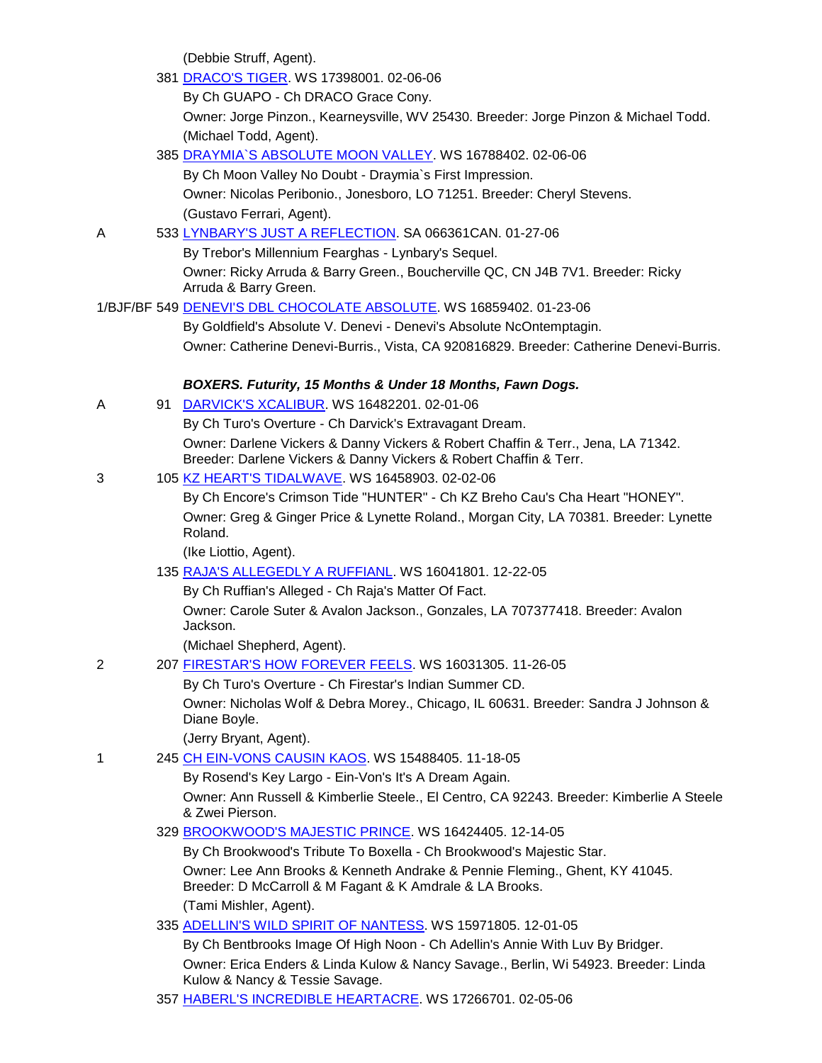(Debbie Struff, Agent).

381 DRACO'S TIGER. WS 17398001. 02-06-06
By Ch GUAPO - Ch DRACO Grace Cony.
Owner: Jorge Pinzon., Kearneysville, WV 25430. Breeder: Jorge Pinzon & Michael Todd.
(Michael Todd, Agent).

385 DRAYMIA`S ABSOLUTE MOON VALLEY. WS 16788402. 02-06-06
By Ch Moon Valley No Doubt - Draymia`s First Impression.
Owner: Nicolas Peribonio., Jonesboro, LO 71251. Breeder: Cheryl Stevens.
(Gustavo Ferrari, Agent).

A 533 LYNBARY'S JUST A REFLECTION. SA 066361CAN. 01-27-06
By Trebor's Millennium Fearghas - Lynbary's Sequel.
Owner: Ricky Arruda & Barry Green., Boucherville QC, CN J4B 7V1. Breeder: Ricky Arruda & Barry Green.

1/BJF/BF 549 DENEVI'S DBL CHOCOLATE ABSOLUTE. WS 16859402. 01-23-06
By Goldfield's Absolute V. Denevi - Denevi's Absolute NcOntemptagin.
Owner: Catherine Denevi-Burris., Vista, CA 920816829. Breeder: Catherine Denevi-Burris.

***BOXERS. Futurity, 15 Months & Under 18 Months, Fawn Dogs.***

A 91 DARVICK'S XCALIBUR. WS 16482201. 02-01-06
By Ch Turo's Overture - Ch Darvick's Extravagant Dream.
Owner: Darlene Vickers & Danny Vickers & Robert Chaffin & Terr., Jena, LA 71342. Breeder: Darlene Vickers & Danny Vickers & Robert Chaffin & Terr.

3 105 KZ HEART'S TIDALWAVE. WS 16458903. 02-02-06
By Ch Encore's Crimson Tide "HUNTER" - Ch KZ Breho Cau's Cha Heart "HONEY".
Owner: Greg & Ginger Price & Lynette Roland., Morgan City, LA 70381. Breeder: Lynette Roland.
(Ike Liottio, Agent).

135 RAJA'S ALLEGEDLY A RUFFIANL. WS 16041801. 12-22-05
By Ch Ruffian's Alleged - Ch Raja's Matter Of Fact.
Owner: Carole Suter & Avalon Jackson., Gonzales, LA 707377418. Breeder: Avalon Jackson.
(Michael Shepherd, Agent).

2 207 FIRESTAR'S HOW FOREVER FEELS. WS 16031305. 11-26-05
By Ch Turo's Overture - Ch Firestar's Indian Summer CD.
Owner: Nicholas Wolf & Debra Morey., Chicago, IL 60631. Breeder: Sandra J Johnson & Diane Boyle.
(Jerry Bryant, Agent).

1 245 CH EIN-VONS CAUSIN KAOS. WS 15488405. 11-18-05
By Rosend's Key Largo - Ein-Von's It's A Dream Again.
Owner: Ann Russell & Kimberlie Steele., El Centro, CA 92243. Breeder: Kimberlie A Steele & Zwei Pierson.

329 BROOKWOOD'S MAJESTIC PRINCE. WS 16424405. 12-14-05
By Ch Brookwood's Tribute To Boxella - Ch Brookwood's Majestic Star.
Owner: Lee Ann Brooks & Kenneth Andrake & Pennie Fleming., Ghent, KY 41045. Breeder: D McCarroll & M Fagant & K Amdrale & LA Brooks.
(Tami Mishler, Agent).

335 ADELLIN'S WILD SPIRIT OF NANTESS. WS 15971805. 12-01-05
By Ch Bentbrooks Image Of High Noon - Ch Adellin's Annie With Luv By Bridger.
Owner: Erica Enders & Linda Kulow & Nancy Savage., Berlin, Wi 54923. Breeder: Linda Kulow & Nancy & Tessie Savage.

357 HABERL'S INCREDIBLE HEARTACRE. WS 17266701. 02-05-06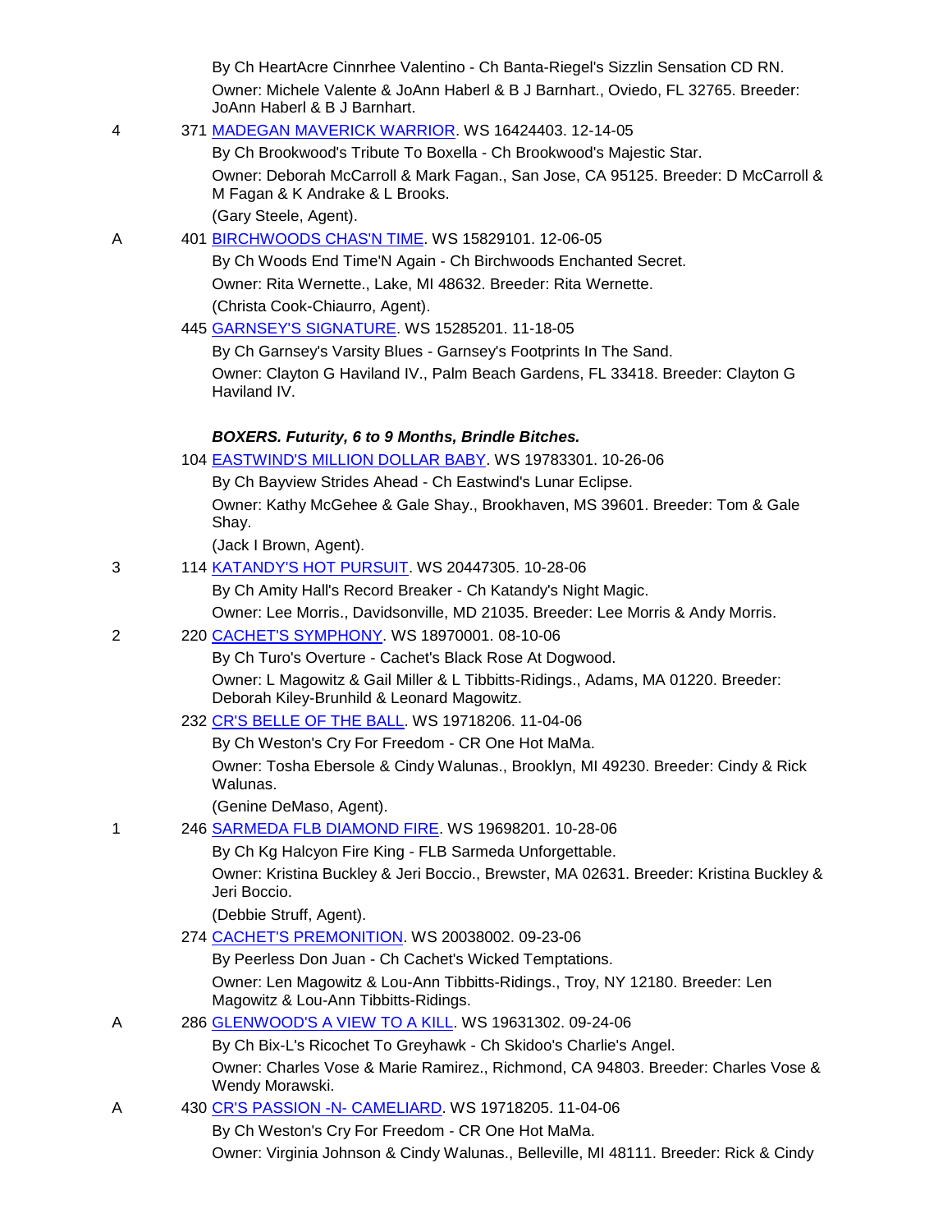By Ch HeartAcre Cinnrhee Valentino - Ch Banta-Riegel's Sizzlin Sensation CD RN.

Owner: Michele Valente & JoAnn Haberl & B J Barnhart., Oviedo, FL 32765. Breeder: JoAnn Haberl & B J Barnhart.

4 371 MADEGAN MAVERICK WARRIOR. WS 16424403. 12-14-05

By Ch Brookwood's Tribute To Boxella - Ch Brookwood's Majestic Star.

Owner: Deborah McCarroll & Mark Fagan., San Jose, CA 95125. Breeder: D McCarroll & M Fagan & K Andrake & L Brooks.

(Gary Steele, Agent).

A 401 BIRCHWOODS CHAS'N TIME. WS 15829101. 12-06-05

By Ch Woods End Time'N Again - Ch Birchwoods Enchanted Secret.

Owner: Rita Wernette., Lake, MI 48632. Breeder: Rita Wernette.

(Christa Cook-Chiaurro, Agent).

445 GARNSEY'S SIGNATURE. WS 15285201. 11-18-05

By Ch Garnsey's Varsity Blues - Garnsey's Footprints In The Sand.

Owner: Clayton G Haviland IV., Palm Beach Gardens, FL 33418. Breeder: Clayton G Haviland IV.

***BOXERS. Futurity, 6 to 9 Months, Brindle Bitches.***

104 EASTWIND'S MILLION DOLLAR BABY. WS 19783301. 10-26-06

By Ch Bayview Strides Ahead - Ch Eastwind's Lunar Eclipse.

Owner: Kathy McGehee & Gale Shay., Brookhaven, MS 39601. Breeder: Tom & Gale Shay.

(Jack I Brown, Agent).

3 114 KATANDY'S HOT PURSUIT. WS 20447305. 10-28-06

By Ch Amity Hall's Record Breaker - Ch Katandy's Night Magic.

Owner: Lee Morris., Davidsonville, MD 21035. Breeder: Lee Morris & Andy Morris.

2 220 CACHET'S SYMPHONY. WS 18970001. 08-10-06

By Ch Turo's Overture - Cachet's Black Rose At Dogwood.

Owner: L Magowitz & Gail Miller & L Tibbitts-Ridings., Adams, MA 01220. Breeder: Deborah Kiley-Brunhild & Leonard Magowitz.

232 CR'S BELLE OF THE BALL. WS 19718206. 11-04-06

By Ch Weston's Cry For Freedom - CR One Hot MaMa.

Owner: Tosha Ebersole & Cindy Walunas., Brooklyn, MI 49230. Breeder: Cindy & Rick Walunas.

(Genine DeMaso, Agent).

1 246 SARMEDA FLB DIAMOND FIRE. WS 19698201. 10-28-06

By Ch Kg Halcyon Fire King - FLB Sarmeda Unforgettable.

Owner: Kristina Buckley & Jeri Boccio., Brewster, MA 02631. Breeder: Kristina Buckley & Jeri Boccio.

(Debbie Struff, Agent).

274 CACHET'S PREMONITION. WS 20038002. 09-23-06

By Peerless Don Juan - Ch Cachet's Wicked Temptations.

Owner: Len Magowitz & Lou-Ann Tibbitts-Ridings., Troy, NY 12180. Breeder: Len Magowitz & Lou-Ann Tibbitts-Ridings.

A 286 GLENWOOD'S A VIEW TO A KILL. WS 19631302. 09-24-06

By Ch Bix-L's Ricochet To Greyhawk - Ch Skidoo's Charlie's Angel.

Owner: Charles Vose & Marie Ramirez., Richmond, CA 94803. Breeder: Charles Vose & Wendy Morawski.

A 430 CR'S PASSION -N- CAMELIARD. WS 19718205. 11-04-06

By Ch Weston's Cry For Freedom - CR One Hot MaMa.

Owner: Virginia Johnson & Cindy Walunas., Belleville, MI 48111. Breeder: Rick & Cindy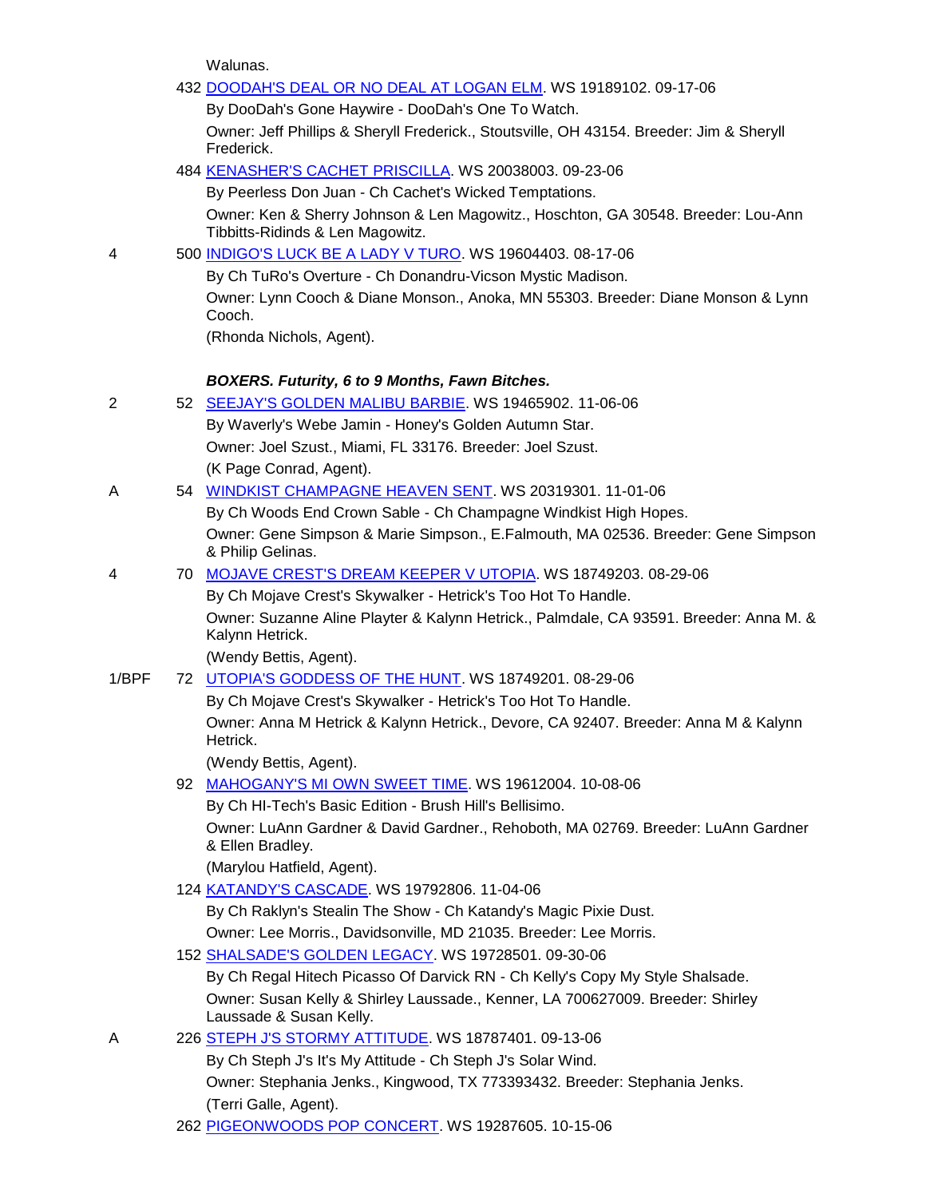Walunas.

432 DOODAH'S DEAL OR NO DEAL AT LOGAN ELM. WS 19189102. 09-17-06
By DooDah's Gone Haywire - DooDah's One To Watch.
Owner: Jeff Phillips & Sheryll Frederick., Stoutsville, OH 43154. Breeder: Jim & Sheryll Frederick.

484 KENASHER'S CACHET PRISCILLA. WS 20038003. 09-23-06
By Peerless Don Juan - Ch Cachet's Wicked Temptations.
Owner: Ken & Sherry Johnson & Len Magowitz., Hoschton, GA 30548. Breeder: Lou-Ann Tibbitts-Ridinds & Len Magowitz.

4 — 500 INDIGO'S LUCK BE A LADY V TURO. WS 19604403. 08-17-06
By Ch TuRo's Overture - Ch Donandru-Vicson Mystic Madison.
Owner: Lynn Cooch & Diane Monson., Anoka, MN 55303. Breeder: Diane Monson & Lynn Cooch.
(Rhonda Nichols, Agent).

***BOXERS. Futurity, 6 to 9 Months, Fawn Bitches.***

2 — 52 SEEJAY'S GOLDEN MALIBU BARBIE. WS 19465902. 11-06-06
By Waverly's Webe Jamin - Honey's Golden Autumn Star.
Owner: Joel Szust., Miami, FL 33176. Breeder: Joel Szust.
(K Page Conrad, Agent).

A — 54 WINDKIST CHAMPAGNE HEAVEN SENT. WS 20319301. 11-01-06
By Ch Woods End Crown Sable - Ch Champagne Windkist High Hopes.
Owner: Gene Simpson & Marie Simpson., E.Falmouth, MA 02536. Breeder: Gene Simpson & Philip Gelinas.

4 — 70 MOJAVE CREST'S DREAM KEEPER V UTOPIA. WS 18749203. 08-29-06
By Ch Mojave Crest's Skywalker - Hetrick's Too Hot To Handle.
Owner: Suzanne Aline Playter & Kalynn Hetrick., Palmdale, CA 93591. Breeder: Anna M. & Kalynn Hetrick.
(Wendy Bettis, Agent).

1/BPF — 72 UTOPIA'S GODDESS OF THE HUNT. WS 18749201. 08-29-06
By Ch Mojave Crest's Skywalker - Hetrick's Too Hot To Handle.
Owner: Anna M Hetrick & Kalynn Hetrick., Devore, CA 92407. Breeder: Anna M & Kalynn Hetrick.
(Wendy Bettis, Agent).

92 MAHOGANY'S MI OWN SWEET TIME. WS 19612004. 10-08-06
By Ch HI-Tech's Basic Edition - Brush Hill's Bellisimo.
Owner: LuAnn Gardner & David Gardner., Rehoboth, MA 02769. Breeder: LuAnn Gardner & Ellen Bradley.
(Marylou Hatfield, Agent).

124 KATANDY'S CASCADE. WS 19792806. 11-04-06
By Ch Raklyn's Stealin The Show - Ch Katandy's Magic Pixie Dust.
Owner: Lee Morris., Davidsonville, MD 21035. Breeder: Lee Morris.

152 SHALSADE'S GOLDEN LEGACY. WS 19728501. 09-30-06
By Ch Regal Hitech Picasso Of Darvick RN - Ch Kelly's Copy My Style Shalsade.
Owner: Susan Kelly & Shirley Laussade., Kenner, LA 700627009. Breeder: Shirley Laussade & Susan Kelly.

A — 226 STEPH J'S STORMY ATTITUDE. WS 18787401. 09-13-06
By Ch Steph J's It's My Attitude - Ch Steph J's Solar Wind.
Owner: Stephania Jenks., Kingwood, TX 773393432. Breeder: Stephania Jenks.
(Terri Galle, Agent).

262 PIGEONWOODS POP CONCERT. WS 19287605. 10-15-06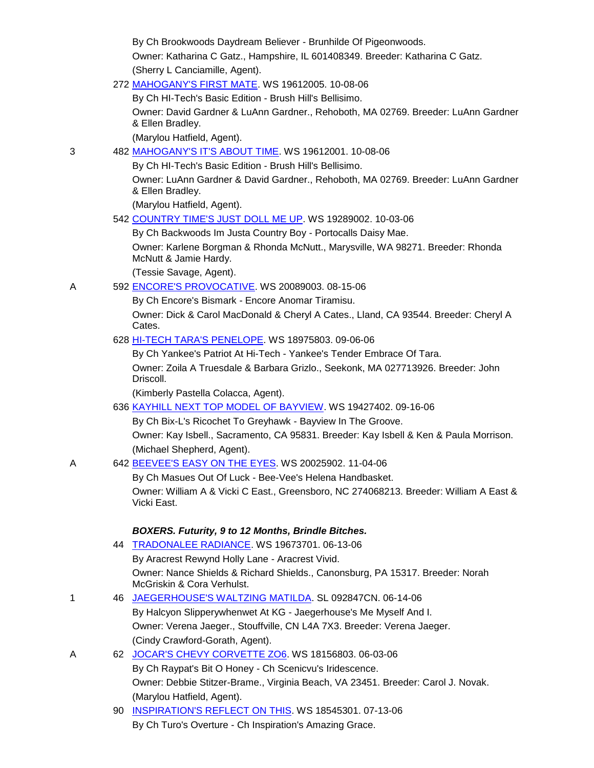By Ch Brookwoods Daydream Believer - Brunhilde Of Pigeonwoods.

Owner: Katharina C Gatz., Hampshire, IL 601408349. Breeder: Katharina C Gatz.

(Sherry L Canciamille, Agent).

272 MAHOGANY'S FIRST MATE. WS 19612005. 10-08-06

By Ch HI-Tech's Basic Edition - Brush Hill's Bellisimo.

Owner: David Gardner & LuAnn Gardner., Rehoboth, MA 02769. Breeder: LuAnn Gardner & Ellen Bradley.

(Marylou Hatfield, Agent).

3 482 MAHOGANY'S IT'S ABOUT TIME. WS 19612001. 10-08-06

By Ch HI-Tech's Basic Edition - Brush Hill's Bellisimo.

Owner: LuAnn Gardner & David Gardner., Rehoboth, MA 02769. Breeder: LuAnn Gardner & Ellen Bradley.

(Marylou Hatfield, Agent).

542 COUNTRY TIME'S JUST DOLL ME UP. WS 19289002. 10-03-06

By Ch Backwoods Im Justa Country Boy - Portocalls Daisy Mae.

Owner: Karlene Borgman & Rhonda McNutt., Marysville, WA 98271. Breeder: Rhonda McNutt & Jamie Hardy.

(Tessie Savage, Agent).

A 592 ENCORE'S PROVOCATIVE. WS 20089003. 08-15-06

By Ch Encore's Bismark - Encore Anomar Tiramisu.

Owner: Dick & Carol MacDonald & Cheryl A Cates., Lland, CA 93544. Breeder: Cheryl A Cates.

628 HI-TECH TARA'S PENELOPE. WS 18975803. 09-06-06

By Ch Yankee's Patriot At Hi-Tech - Yankee's Tender Embrace Of Tara.

Owner: Zoila A Truesdale & Barbara Grizlo., Seekonk, MA 027713926. Breeder: John Driscoll.

(Kimberly Pastella Colacca, Agent).

636 KAYHILL NEXT TOP MODEL OF BAYVIEW. WS 19427402. 09-16-06

By Ch Bix-L's Ricochet To Greyhawk - Bayview In The Groove.

Owner: Kay Isbell., Sacramento, CA 95831. Breeder: Kay Isbell & Ken & Paula Morrison.

(Michael Shepherd, Agent).

A 642 BEEVEE'S EASY ON THE EYES. WS 20025902. 11-04-06

By Ch Masues Out Of Luck - Bee-Vee's Helena Handbasket.

Owner: William A & Vicki C East., Greensboro, NC 274068213. Breeder: William A East & Vicki East.

***BOXERS. Futurity, 9 to 12 Months, Brindle Bitches.***

44 TRADONALEE RADIANCE. WS 19673701. 06-13-06

By Aracrest Rewynd Holly Lane - Aracrest Vivid.

Owner: Nance Shields & Richard Shields., Canonsburg, PA 15317. Breeder: Norah McGriskin & Cora Verhulst.

1 46 JAEGERHOUSE'S WALTZING MATILDA. SL 092847CN. 06-14-06

By Halcyon Slipperywhenwet At KG - Jaegerhouse's Me Myself And I.

Owner: Verena Jaeger., Stouffville, CN L4A 7X3. Breeder: Verena Jaeger.

(Cindy Crawford-Gorath, Agent).

A 62 JOCAR'S CHEVY CORVETTE ZO6. WS 18156803. 06-03-06

By Ch Raypat's Bit O Honey - Ch Scenicvu's Iridescence.

Owner: Debbie Stitzer-Brame., Virginia Beach, VA 23451. Breeder: Carol J. Novak.

(Marylou Hatfield, Agent).

90 INSPIRATION'S REFLECT ON THIS. WS 18545301. 07-13-06

By Ch Turo's Overture - Ch Inspiration's Amazing Grace.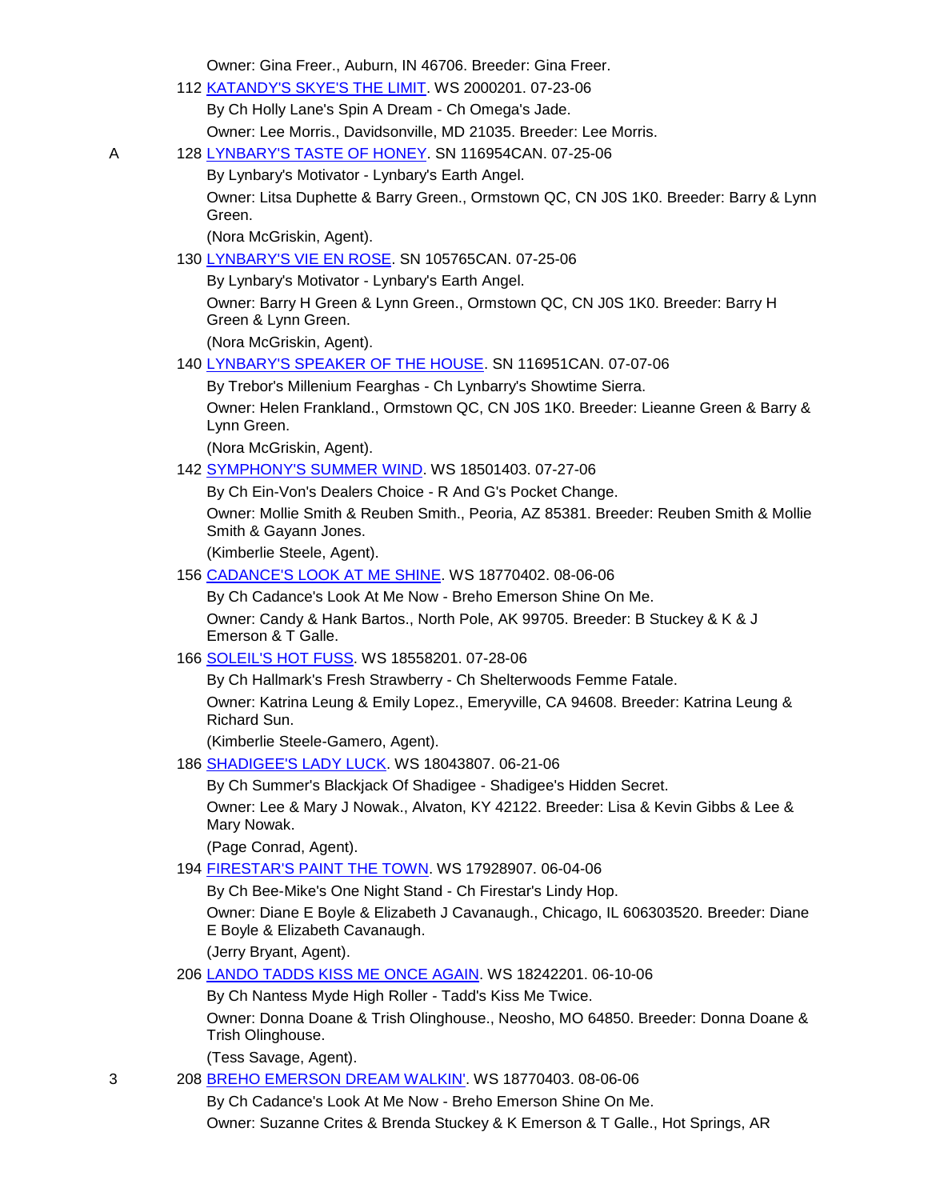Owner: Gina Freer., Auburn, IN 46706. Breeder: Gina Freer.

112 KATANDY'S SKYE'S THE LIMIT. WS 2000201. 07-23-06
By Ch Holly Lane's Spin A Dream - Ch Omega's Jade.
Owner: Lee Morris., Davidsonville, MD 21035. Breeder: Lee Morris.

A 128 LYNBARY'S TASTE OF HONEY. SN 116954CAN. 07-25-06
By Lynbary's Motivator - Lynbary's Earth Angel.
Owner: Litsa Duphette & Barry Green., Ormstown QC, CN J0S 1K0. Breeder: Barry & Lynn Green.
(Nora McGriskin, Agent).

130 LYNBARY'S VIE EN ROSE. SN 105765CAN. 07-25-06
By Lynbary's Motivator - Lynbary's Earth Angel.
Owner: Barry H Green & Lynn Green., Ormstown QC, CN J0S 1K0. Breeder: Barry H Green & Lynn Green.
(Nora McGriskin, Agent).

140 LYNBARY'S SPEAKER OF THE HOUSE. SN 116951CAN. 07-07-06
By Trebor's Millenium Fearghas - Ch Lynbarry's Showtime Sierra.
Owner: Helen Frankland., Ormstown QC, CN J0S 1K0. Breeder: Lieanne Green & Barry & Lynn Green.
(Nora McGriskin, Agent).

142 SYMPHONY'S SUMMER WIND. WS 18501403. 07-27-06
By Ch Ein-Von's Dealers Choice - R And G's Pocket Change.
Owner: Mollie Smith & Reuben Smith., Peoria, AZ 85381. Breeder: Reuben Smith & Mollie Smith & Gayann Jones.
(Kimberlie Steele, Agent).

156 CADANCE'S LOOK AT ME SHINE. WS 18770402. 08-06-06
By Ch Cadance's Look At Me Now - Breho Emerson Shine On Me.
Owner: Candy & Hank Bartos., North Pole, AK 99705. Breeder: B Stuckey & K & J Emerson & T Galle.

166 SOLEIL'S HOT FUSS. WS 18558201. 07-28-06
By Ch Hallmark's Fresh Strawberry - Ch Shelterwoods Femme Fatale.
Owner: Katrina Leung & Emily Lopez., Emeryville, CA 94608. Breeder: Katrina Leung & Richard Sun.
(Kimberlie Steele-Gamero, Agent).

186 SHADIGEE'S LADY LUCK. WS 18043807. 06-21-06
By Ch Summer's Blackjack Of Shadigee - Shadigee's Hidden Secret.
Owner: Lee & Mary J Nowak., Alvaton, KY 42122. Breeder: Lisa & Kevin Gibbs & Lee & Mary Nowak.
(Page Conrad, Agent).

194 FIRESTAR'S PAINT THE TOWN. WS 17928907. 06-04-06
By Ch Bee-Mike's One Night Stand - Ch Firestar's Lindy Hop.
Owner: Diane E Boyle & Elizabeth J Cavanaugh., Chicago, IL 606303520. Breeder: Diane E Boyle & Elizabeth Cavanaugh.
(Jerry Bryant, Agent).

206 LANDO TADDS KISS ME ONCE AGAIN. WS 18242201. 06-10-06
By Ch Nantess Myde High Roller - Tadd's Kiss Me Twice.
Owner: Donna Doane & Trish Olinghouse., Neosho, MO 64850. Breeder: Donna Doane & Trish Olinghouse.
(Tess Savage, Agent).

3 208 BREHO EMERSON DREAM WALKIN'. WS 18770403. 08-06-06
By Ch Cadance's Look At Me Now - Breho Emerson Shine On Me.
Owner: Suzanne Crites & Brenda Stuckey & K Emerson & T Galle., Hot Springs, AR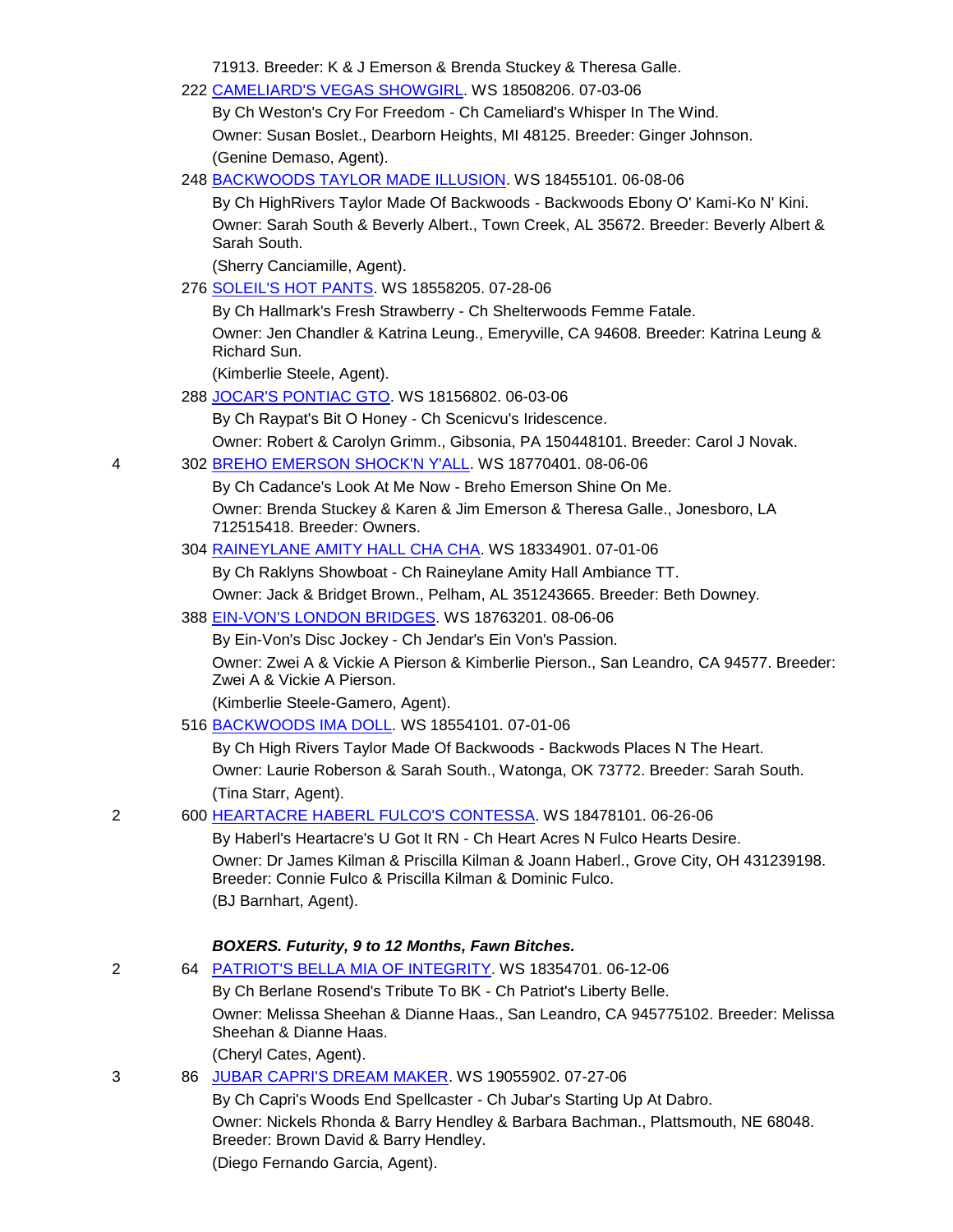71913. Breeder: K & J Emerson & Brenda Stuckey & Theresa Galle.

222 CAMELIARD'S VEGAS SHOWGIRL. WS 18508206. 07-03-06
By Ch Weston's Cry For Freedom - Ch Cameliard's Whisper In The Wind.
Owner: Susan Boslet., Dearborn Heights, MI 48125. Breeder: Ginger Johnson.
(Genine Demaso, Agent).

248 BACKWOODS TAYLOR MADE ILLUSION. WS 18455101. 06-08-06
By Ch HighRivers Taylor Made Of Backwoods - Backwoods Ebony O' Kami-Ko N' Kini.
Owner: Sarah South & Beverly Albert., Town Creek, AL 35672. Breeder: Beverly Albert & Sarah South.
(Sherry Canciamille, Agent).

276 SOLEIL'S HOT PANTS. WS 18558205. 07-28-06
By Ch Hallmark's Fresh Strawberry - Ch Shelterwoods Femme Fatale.
Owner: Jen Chandler & Katrina Leung., Emeryville, CA 94608. Breeder: Katrina Leung & Richard Sun.
(Kimberlie Steele, Agent).

288 JOCAR'S PONTIAC GTO. WS 18156802. 06-03-06
By Ch Raypat's Bit O Honey - Ch Scenicvu's Iridescence.
Owner: Robert & Carolyn Grimm., Gibsonia, PA 150448101. Breeder: Carol J Novak.

4 302 BREHO EMERSON SHOCK'N Y'ALL. WS 18770401. 08-06-06
By Ch Cadance's Look At Me Now - Breho Emerson Shine On Me.
Owner: Brenda Stuckey & Karen & Jim Emerson & Theresa Galle., Jonesboro, LA 712515418. Breeder: Owners.

304 RAINEYLANE AMITY HALL CHA CHA. WS 18334901. 07-01-06
By Ch Raklyns Showboat - Ch Raineylane Amity Hall Ambiance TT.
Owner: Jack & Bridget Brown., Pelham, AL 351243665. Breeder: Beth Downey.

388 EIN-VON'S LONDON BRIDGES. WS 18763201. 08-06-06
By Ein-Von's Disc Jockey - Ch Jendar's Ein Von's Passion.
Owner: Zwei A & Vickie A Pierson & Kimberlie Pierson., San Leandro, CA 94577. Breeder: Zwei A & Vickie A Pierson.
(Kimberlie Steele-Gamero, Agent).

516 BACKWOODS IMA DOLL. WS 18554101. 07-01-06
By Ch High Rivers Taylor Made Of Backwoods - Backwods Places N The Heart.
Owner: Laurie Roberson & Sarah South., Watonga, OK 73772. Breeder: Sarah South.
(Tina Starr, Agent).

2 600 HEARTACRE HABERL FULCO'S CONTESSA. WS 18478101. 06-26-06
By Haberl's Heartacre's U Got It RN - Ch Heart Acres N Fulco Hearts Desire.
Owner: Dr James Kilman & Priscilla Kilman & Joann Haberl., Grove City, OH 431239198. Breeder: Connie Fulco & Priscilla Kilman & Dominic Fulco.
(BJ Barnhart, Agent).

***BOXERS. Futurity, 9 to 12 Months, Fawn Bitches.***

2 64 PATRIOT'S BELLA MIA OF INTEGRITY. WS 18354701. 06-12-06
By Ch Berlane Rosend's Tribute To BK - Ch Patriot's Liberty Belle.
Owner: Melissa Sheehan & Dianne Haas., San Leandro, CA 945775102. Breeder: Melissa Sheehan & Dianne Haas.
(Cheryl Cates, Agent).

3 86 JUBAR CAPRI'S DREAM MAKER. WS 19055902. 07-27-06
By Ch Capri's Woods End Spellcaster - Ch Jubar's Starting Up At Dabro.
Owner: Nickels Rhonda & Barry Hendley & Barbara Bachman., Plattsmouth, NE 68048. Breeder: Brown David & Barry Hendley.
(Diego Fernando Garcia, Agent).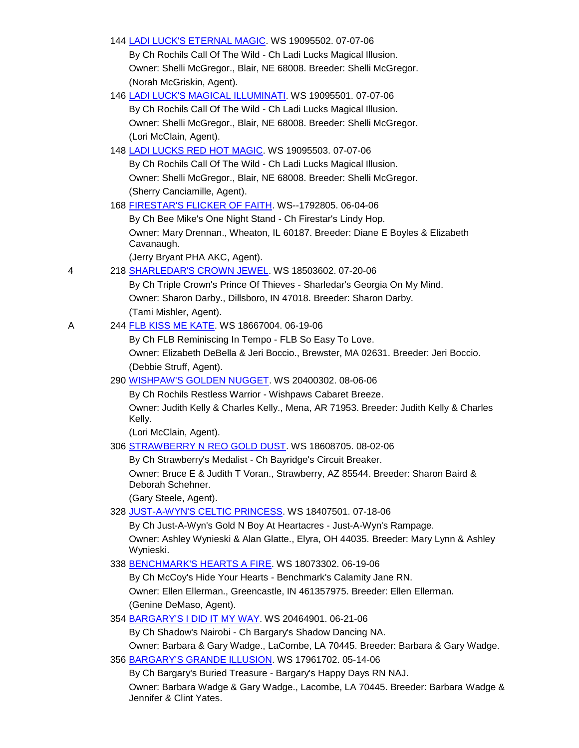144 LADI LUCK'S ETERNAL MAGIC. WS 19095502. 07-07-06
By Ch Rochils Call Of The Wild - Ch Ladi Lucks Magical Illusion.
Owner: Shelli McGregor., Blair, NE 68008. Breeder: Shelli McGregor.
(Norah McGriskin, Agent).

146 LADI LUCK'S MAGICAL ILLUMINATI. WS 19095501. 07-07-06
By Ch Rochils Call Of The Wild - Ch Ladi Lucks Magical Illusion.
Owner: Shelli McGregor., Blair, NE 68008. Breeder: Shelli McGregor.
(Lori McClain, Agent).

148 LADI LUCKS RED HOT MAGIC. WS 19095503. 07-07-06
By Ch Rochils Call Of The Wild - Ch Ladi Lucks Magical Illusion.
Owner: Shelli McGregor., Blair, NE 68008. Breeder: Shelli McGregor.
(Sherry Canciamille, Agent).

168 FIRESTAR'S FLICKER OF FAITH. WS--1792805. 06-04-06
By Ch Bee Mike's One Night Stand - Ch Firestar's Lindy Hop.
Owner: Mary Drennan., Wheaton, IL 60187. Breeder: Diane E Boyles & Elizabeth Cavanaugh.
(Jerry Bryant PHA AKC, Agent).

4 — 218 SHARLEDAR'S CROWN JEWEL. WS 18503602. 07-20-06
By Ch Triple Crown's Prince Of Thieves - Sharledar's Georgia On My Mind.
Owner: Sharon Darby., Dillsboro, IN 47018. Breeder: Sharon Darby.
(Tami Mishler, Agent).

A — 244 FLB KISS ME KATE. WS 18667004. 06-19-06
By Ch FLB Reminiscing In Tempo - FLB So Easy To Love.
Owner: Elizabeth DeBella & Jeri Boccio., Brewster, MA 02631. Breeder: Jeri Boccio.
(Debbie Struff, Agent).

290 WISHPAW'S GOLDEN NUGGET. WS 20400302. 08-06-06
By Ch Rochils Restless Warrior - Wishpaws Cabaret Breeze.
Owner: Judith Kelly & Charles Kelly., Mena, AR 71953. Breeder: Judith Kelly & Charles Kelly.
(Lori McClain, Agent).

306 STRAWBERRY N REO GOLD DUST. WS 18608705. 08-02-06
By Ch Strawberry's Medalist - Ch Bayridge's Circuit Breaker.
Owner: Bruce E & Judith T Voran., Strawberry, AZ 85544. Breeder: Sharon Baird & Deborah Schehner.
(Gary Steele, Agent).

328 JUST-A-WYN'S CELTIC PRINCESS. WS 18407501. 07-18-06
By Ch Just-A-Wyn's Gold N Boy At Heartacres - Just-A-Wyn's Rampage.
Owner: Ashley Wynieski & Alan Glatte., Elyra, OH 44035. Breeder: Mary Lynn & Ashley Wynieski.

338 BENCHMARK'S HEARTS A FIRE. WS 18073302. 06-19-06
By Ch McCoy's Hide Your Hearts - Benchmark's Calamity Jane RN.
Owner: Ellen Ellerman., Greencastle, IN 461357975. Breeder: Ellen Ellerman.
(Genine DeMaso, Agent).

354 BARGARY'S I DID IT MY WAY. WS 20464901. 06-21-06
By Ch Shadow's Nairobi - Ch Bargary's Shadow Dancing NA.
Owner: Barbara & Gary Wadge., LaCombe, LA 70445. Breeder: Barbara & Gary Wadge.

356 BARGARY'S GRANDE ILLUSION. WS 17961702. 05-14-06
By Ch Bargary's Buried Treasure - Bargary's Happy Days RN NAJ.
Owner: Barbara Wadge & Gary Wadge., Lacombe, LA 70445. Breeder: Barbara Wadge & Jennifer & Clint Yates.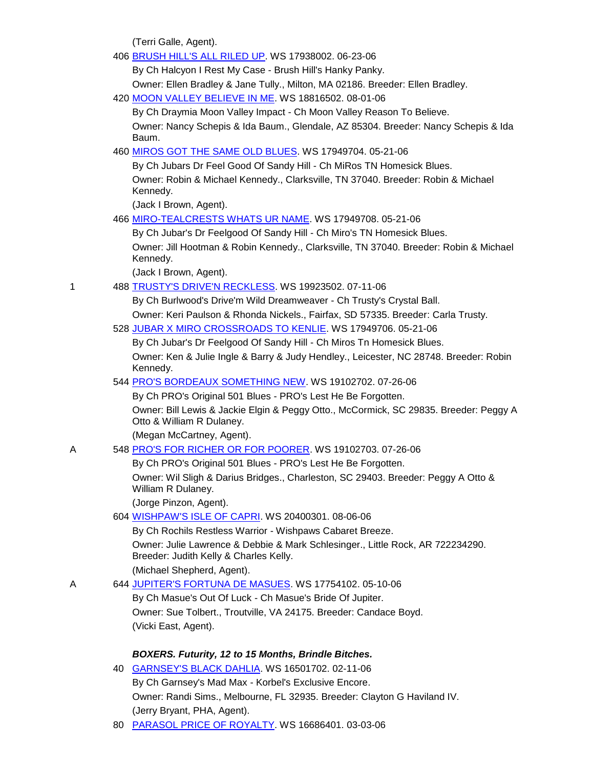(Terri Galle, Agent).

406 [BRUSH HILL'S ALL RILED UP](). WS 17938002. 06-23-06

By Ch Halcyon I Rest My Case - Brush Hill's Hanky Panky.

Owner: Ellen Bradley & Jane Tully., Milton, MA 02186. Breeder: Ellen Bradley.

420 MOON VALLEY BELIEVE IN ME. WS 18816502. 08-01-06

By Ch Draymia Moon Valley Impact - Ch Moon Valley Reason To Believe.

Owner: Nancy Schepis & Ida Baum., Glendale, AZ 85304. Breeder: Nancy Schepis & Ida Baum.

460 MIROS GOT THE SAME OLD BLUES. WS 17949704. 05-21-06

By Ch Jubars Dr Feel Good Of Sandy Hill - Ch MiRos TN Homesick Blues.

Owner: Robin & Michael Kennedy., Clarksville, TN 37040. Breeder: Robin & Michael Kennedy.

(Jack I Brown, Agent).

466 MIRO-TEALCRESTS WHATS UR NAME. WS 17949708. 05-21-06

By Ch Jubar's Dr Feelgood Of Sandy Hill - Ch Miro's TN Homesick Blues.

Owner: Jill Hootman & Robin Kennedy., Clarksville, TN 37040. Breeder: Robin & Michael Kennedy.

(Jack I Brown, Agent).

1 488 TRUSTY'S DRIVE'N RECKLESS. WS 19923502. 07-11-06

By Ch Burlwood's Drive'm Wild Dreamweaver - Ch Trusty's Crystal Ball.

Owner: Keri Paulson & Rhonda Nickels., Fairfax, SD 57335. Breeder: Carla Trusty.

528 JUBAR X MIRO CROSSROADS TO KENLIE. WS 17949706. 05-21-06

By Ch Jubar's Dr Feelgood Of Sandy Hill - Ch Miros Tn Homesick Blues.

Owner: Ken & Julie Ingle & Barry & Judy Hendley., Leicester, NC 28748. Breeder: Robin Kennedy.

544 PRO'S BORDEAUX SOMETHING NEW. WS 19102702. 07-26-06

By Ch PRO's Original 501 Blues - PRO's Lest He Be Forgotten.

Owner: Bill Lewis & Jackie Elgin & Peggy Otto., McCormick, SC 29835. Breeder: Peggy A Otto & William R Dulaney.

(Megan McCartney, Agent).

A 548 PRO'S FOR RICHER OR FOR POORER. WS 19102703. 07-26-06

By Ch PRO's Original 501 Blues - PRO's Lest He Be Forgotten.

Owner: Wil Sligh & Darius Bridges., Charleston, SC 29403. Breeder: Peggy A Otto & William R Dulaney.

(Jorge Pinzon, Agent).

604 WISHPAW'S ISLE OF CAPRI. WS 20400301. 08-06-06

By Ch Rochils Restless Warrior - Wishpaws Cabaret Breeze.

Owner: Julie Lawrence & Debbie & Mark Schlesinger., Little Rock, AR 722234290. Breeder: Judith Kelly & Charles Kelly.

(Michael Shepherd, Agent).

A 644 JUPITER'S FORTUNA DE MASUES. WS 17754102. 05-10-06

By Ch Masue's Out Of Luck - Ch Masue's Bride Of Jupiter.

Owner: Sue Tolbert., Troutville, VA 24175. Breeder: Candace Boyd.

(Vicki East, Agent).

***BOXERS. Futurity, 12 to 15 Months, Brindle Bitches.***

40 GARNSEY'S BLACK DAHLIA. WS 16501702. 02-11-06

By Ch Garnsey's Mad Max - Korbel's Exclusive Encore.

Owner: Randi Sims., Melbourne, FL 32935. Breeder: Clayton G Haviland IV.

(Jerry Bryant, PHA, Agent).

80 PARASOL PRICE OF ROYALTY. WS 16686401. 03-03-06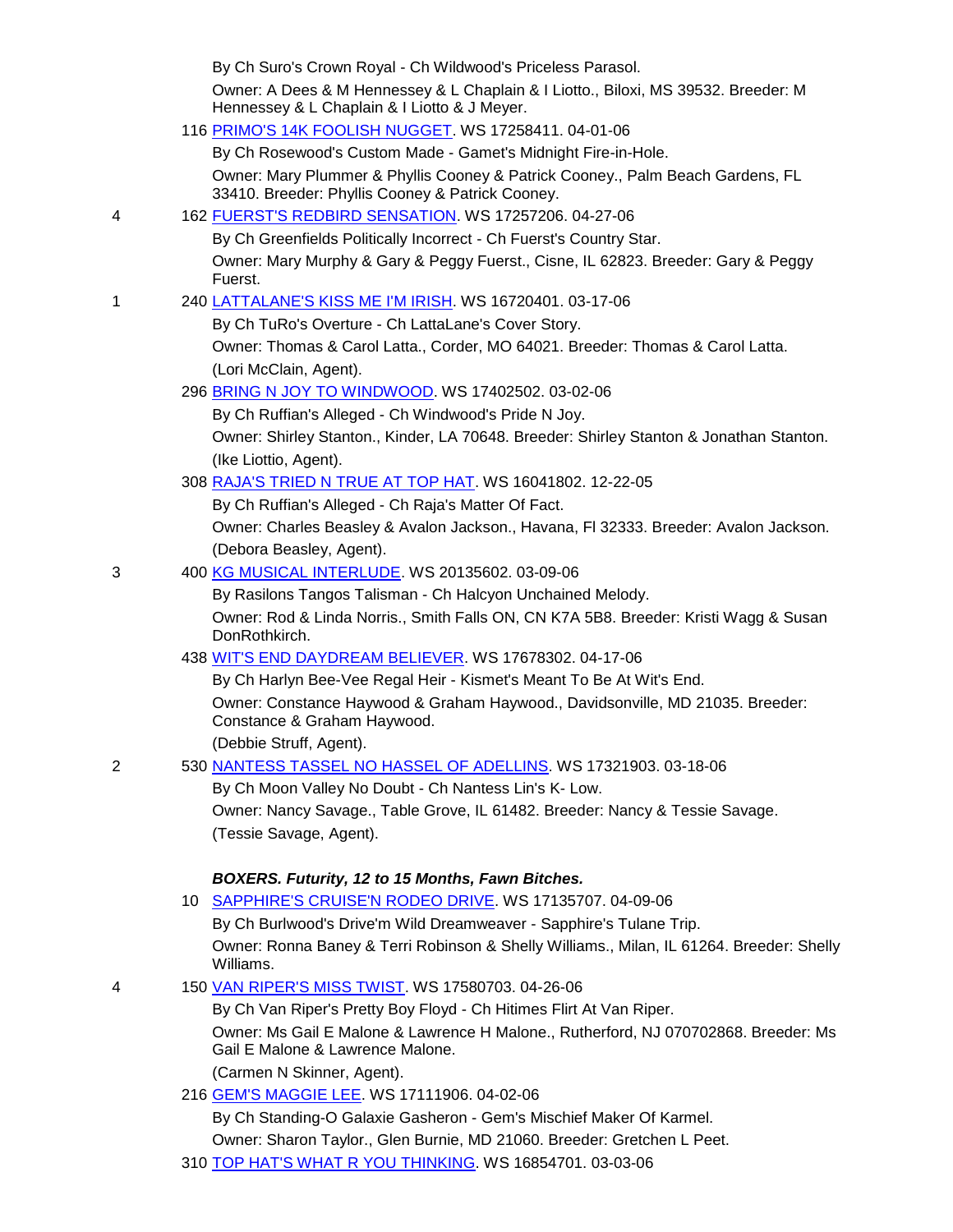By Ch Suro's Crown Royal - Ch Wildwood's Priceless Parasol.

Owner: A Dees & M Hennessey & L Chaplain & I Liotto., Biloxi, MS 39532. Breeder: M Hennessey & L Chaplain & I Liotto & J Meyer.

116 PRIMO'S 14K FOOLISH NUGGET. WS 17258411. 04-01-06

By Ch Rosewood's Custom Made - Gamet's Midnight Fire-in-Hole.

Owner: Mary Plummer & Phyllis Cooney & Patrick Cooney., Palm Beach Gardens, FL 33410. Breeder: Phyllis Cooney & Patrick Cooney.

4 162 FUERST'S REDBIRD SENSATION. WS 17257206. 04-27-06

By Ch Greenfields Politically Incorrect - Ch Fuerst's Country Star.

Owner: Mary Murphy & Gary & Peggy Fuerst., Cisne, IL 62823. Breeder: Gary & Peggy Fuerst.

1 240 LATTALANE'S KISS ME I'M IRISH. WS 16720401. 03-17-06

By Ch TuRo's Overture - Ch LattaLane's Cover Story.

Owner: Thomas & Carol Latta., Corder, MO 64021. Breeder: Thomas & Carol Latta.

(Lori McClain, Agent).

296 BRING N JOY TO WINDWOOD. WS 17402502. 03-02-06

By Ch Ruffian's Alleged - Ch Windwood's Pride N Joy.

Owner: Shirley Stanton., Kinder, LA 70648. Breeder: Shirley Stanton & Jonathan Stanton.

(Ike Liottio, Agent).

308 RAJA'S TRIED N TRUE AT TOP HAT. WS 16041802. 12-22-05

By Ch Ruffian's Alleged - Ch Raja's Matter Of Fact.

Owner: Charles Beasley & Avalon Jackson., Havana, Fl 32333. Breeder: Avalon Jackson.

(Debora Beasley, Agent).

3 400 KG MUSICAL INTERLUDE. WS 20135602. 03-09-06

By Rasilons Tangos Talisman - Ch Halcyon Unchained Melody.

Owner: Rod & Linda Norris., Smith Falls ON, CN K7A 5B8. Breeder: Kristi Wagg & Susan DonRothkirch.

438 WIT'S END DAYDREAM BELIEVER. WS 17678302. 04-17-06

By Ch Harlyn Bee-Vee Regal Heir - Kismet's Meant To Be At Wit's End.

Owner: Constance Haywood & Graham Haywood., Davidsonville, MD 21035. Breeder: Constance & Graham Haywood.

(Debbie Struff, Agent).

2 530 NANTESS TASSEL NO HASSEL OF ADELLINS. WS 17321903. 03-18-06

By Ch Moon Valley No Doubt - Ch Nantess Lin's K- Low.

Owner: Nancy Savage., Table Grove, IL 61482. Breeder: Nancy & Tessie Savage.

(Tessie Savage, Agent).

***BOXERS. Futurity, 12 to 15 Months, Fawn Bitches.***

10 SAPPHIRE'S CRUISE'N RODEO DRIVE. WS 17135707. 04-09-06

By Ch Burlwood's Drive'm Wild Dreamweaver - Sapphire's Tulane Trip.

Owner: Ronna Baney & Terri Robinson & Shelly Williams., Milan, IL 61264. Breeder: Shelly Williams.

4 150 VAN RIPER'S MISS TWIST. WS 17580703. 04-26-06

By Ch Van Riper's Pretty Boy Floyd - Ch Hitimes Flirt At Van Riper.

Owner: Ms Gail E Malone & Lawrence H Malone., Rutherford, NJ 070702868. Breeder: Ms Gail E Malone & Lawrence Malone.

(Carmen N Skinner, Agent).

216 GEM'S MAGGIE LEE. WS 17111906. 04-02-06

By Ch Standing-O Galaxie Gasheron - Gem's Mischief Maker Of Karmel.

Owner: Sharon Taylor., Glen Burnie, MD 21060. Breeder: Gretchen L Peet.

310 TOP HAT'S WHAT R YOU THINKING. WS 16854701. 03-03-06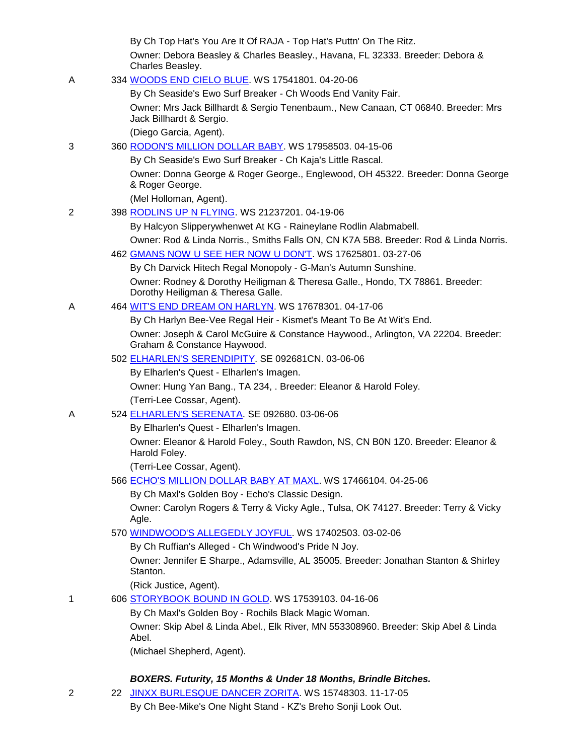By Ch Top Hat's You Are It Of RAJA - Top Hat's Puttn' On The Ritz.

Owner: Debora Beasley & Charles Beasley., Havana, FL 32333. Breeder: Debora & Charles Beasley.

A 334 WOODS END CIELO BLUE. WS 17541801. 04-20-06

By Ch Seaside's Ewo Surf Breaker - Ch Woods End Vanity Fair.

Owner: Mrs Jack Billhardt & Sergio Tenenbaum., New Canaan, CT 06840. Breeder: Mrs Jack Billhardt & Sergio.

(Diego Garcia, Agent).

3 360 RODON'S MILLION DOLLAR BABY. WS 17958503. 04-15-06

By Ch Seaside's Ewo Surf Breaker - Ch Kaja's Little Rascal.

Owner: Donna George & Roger George., Englewood, OH 45322. Breeder: Donna George & Roger George.

(Mel Holloman, Agent).

2 398 RODLINS UP N FLYING. WS 21237201. 04-19-06

By Halcyon Slipperywhenwet At KG - Raineylane Rodlin Alabmabell.

Owner: Rod & Linda Norris., Smiths Falls ON, CN K7A 5B8. Breeder: Rod & Linda Norris.

462 GMANS NOW U SEE HER NOW U DON'T. WS 17625801. 03-27-06

By Ch Darvick Hitech Regal Monopoly - G-Man's Autumn Sunshine.

Owner: Rodney & Dorothy Heiligman & Theresa Galle., Hondo, TX 78861. Breeder: Dorothy Heiligman & Theresa Galle.

A 464 WIT'S END DREAM ON HARLYN. WS 17678301. 04-17-06

By Ch Harlyn Bee-Vee Regal Heir - Kismet's Meant To Be At Wit's End.

Owner: Joseph & Carol McGuire & Constance Haywood., Arlington, VA 22204. Breeder: Graham & Constance Haywood.

502 ELHARLEN'S SERENDIPITY. SE 092681CN. 03-06-06

By Elharlen's Quest - Elharlen's Imagen.

Owner: Hung Yan Bang., TA 234, . Breeder: Eleanor & Harold Foley.

(Terri-Lee Cossar, Agent).

A 524 ELHARLEN'S SERENATA. SE 092680. 03-06-06

By Elharlen's Quest - Elharlen's Imagen.

Owner: Eleanor & Harold Foley., South Rawdon, NS, CN B0N 1Z0. Breeder: Eleanor & Harold Foley.

(Terri-Lee Cossar, Agent).

566 ECHO'S MILLION DOLLAR BABY AT MAXL. WS 17466104. 04-25-06

By Ch Maxl's Golden Boy - Echo's Classic Design.

Owner: Carolyn Rogers & Terry & Vicky Agle., Tulsa, OK 74127. Breeder: Terry & Vicky Agle.

570 WINDWOOD'S ALLEGEDLY JOYFUL. WS 17402503. 03-02-06

By Ch Ruffian's Alleged - Ch Windwood's Pride N Joy.

Owner: Jennifer E Sharpe., Adamsville, AL 35005. Breeder: Jonathan Stanton & Shirley Stanton.

(Rick Justice, Agent).

1 606 STORYBOOK BOUND IN GOLD. WS 17539103. 04-16-06

By Ch Maxl's Golden Boy - Rochils Black Magic Woman.

Owner: Skip Abel & Linda Abel., Elk River, MN 553308960. Breeder: Skip Abel & Linda Abel.

(Michael Shepherd, Agent).

***BOXERS. Futurity, 15 Months & Under 18 Months, Brindle Bitches.***

2 22 JINXX BURLESQUE DANCER ZORITA. WS 15748303. 11-17-05

By Ch Bee-Mike's One Night Stand - KZ's Breho Sonji Look Out.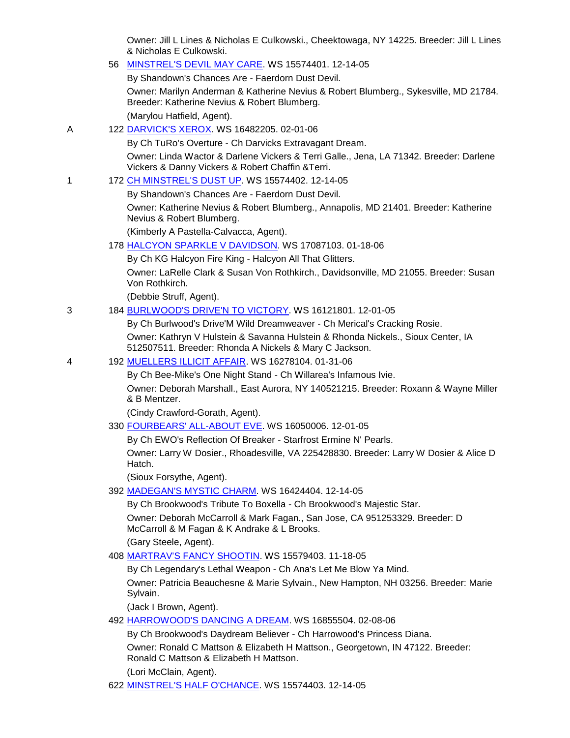Owner: Jill L Lines & Nicholas E Culkowski., Cheektowaga, NY 14225. Breeder: Jill L Lines & Nicholas E Culkowski.

56 MINSTREL'S DEVIL MAY CARE. WS 15574401. 12-14-05

By Shandown's Chances Are - Faerdorn Dust Devil.

Owner: Marilyn Anderman & Katherine Nevius & Robert Blumberg., Sykesville, MD 21784. Breeder: Katherine Nevius & Robert Blumberg.

(Marylou Hatfield, Agent).

A 122 DARVICK'S XEROX. WS 16482205. 02-01-06

By Ch TuRo's Overture - Ch Darvicks Extravagant Dream.

Owner: Linda Wactor & Darlene Vickers & Terri Galle., Jena, LA 71342. Breeder: Darlene Vickers & Danny Vickers & Robert Chaffin &Terri.

1 172 CH MINSTREL'S DUST UP. WS 15574402. 12-14-05

By Shandown's Chances Are - Faerdorn Dust Devil.

Owner: Katherine Nevius & Robert Blumberg., Annapolis, MD 21401. Breeder: Katherine Nevius & Robert Blumberg.

(Kimberly A Pastella-Calvacca, Agent).

178 HALCYON SPARKLE V DAVIDSON. WS 17087103. 01-18-06

By Ch KG Halcyon Fire King - Halcyon All That Glitters.

Owner: LaRelle Clark & Susan Von Rothkirch., Davidsonville, MD 21055. Breeder: Susan Von Rothkirch.

(Debbie Struff, Agent).

3 184 BURLWOOD'S DRIVE'N TO VICTORY. WS 16121801. 12-01-05

By Ch Burlwood's Drive'M Wild Dreamweaver - Ch Merical's Cracking Rosie.

Owner: Kathryn V Hulstein & Savanna Hulstein & Rhonda Nickels., Sioux Center, IA 512507511. Breeder: Rhonda A Nickels & Mary C Jackson.

4 192 MUELLERS ILLICIT AFFAIR. WS 16278104. 01-31-06

By Ch Bee-Mike's One Night Stand - Ch Willarea's Infamous Ivie.

Owner: Deborah Marshall., East Aurora, NY 140521215. Breeder: Roxann & Wayne Miller & B Mentzer.

(Cindy Crawford-Gorath, Agent).

330 FOURBEARS' ALL-ABOUT EVE. WS 16050006. 12-01-05

By Ch EWO's Reflection Of Breaker - Starfrost Ermine N' Pearls.

Owner: Larry W Dosier., Rhoadesville, VA 225428830. Breeder: Larry W Dosier & Alice D Hatch.

(Sioux Forsythe, Agent).

392 MADEGAN'S MYSTIC CHARM. WS 16424404. 12-14-05

By Ch Brookwood's Tribute To Boxella - Ch Brookwood's Majestic Star.

Owner: Deborah McCarroll & Mark Fagan., San Jose, CA 951253329. Breeder: D McCarroll & M Fagan & K Andrake & L Brooks.

(Gary Steele, Agent).

408 MARTRAV'S FANCY SHOOTIN. WS 15579403. 11-18-05

By Ch Legendary's Lethal Weapon - Ch Ana's Let Me Blow Ya Mind.

Owner: Patricia Beauchesne & Marie Sylvain., New Hampton, NH 03256. Breeder: Marie Sylvain.

(Jack I Brown, Agent).

492 HARROWOOD'S DANCING A DREAM. WS 16855504. 02-08-06

By Ch Brookwood's Daydream Believer - Ch Harrowood's Princess Diana.

Owner: Ronald C Mattson & Elizabeth H Mattson., Georgetown, IN 47122. Breeder: Ronald C Mattson & Elizabeth H Mattson.

(Lori McClain, Agent).

622 MINSTREL'S HALF O'CHANCE. WS 15574403. 12-14-05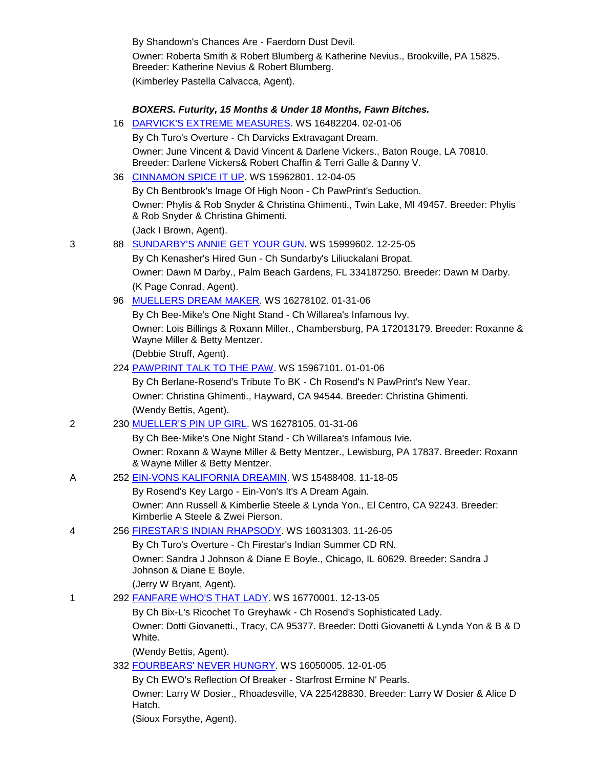By Shandown's Chances Are - Faerdorn Dust Devil.

Owner: Roberta Smith & Robert Blumberg & Katherine Nevius., Brookville, PA 15825. Breeder: Katherine Nevius & Robert Blumberg.

(Kimberley Pastella Calvacca, Agent).

***BOXERS. Futurity, 15 Months & Under 18 Months, Fawn Bitches.***

16 DARVICK'S EXTREME MEASURES. WS 16482204. 02-01-06

By Ch Turo's Overture - Ch Darvicks Extravagant Dream.

Owner: June Vincent & David Vincent & Darlene Vickers., Baton Rouge, LA 70810. Breeder: Darlene Vickers& Robert Chaffin & Terri Galle & Danny V.

36 CINNAMON SPICE IT UP. WS 15962801. 12-04-05

By Ch Bentbrook's Image Of High Noon - Ch PawPrint's Seduction.

Owner: Phylis & Rob Snyder & Christina Ghimenti., Twin Lake, MI 49457. Breeder: Phylis & Rob Snyder & Christina Ghimenti.

(Jack I Brown, Agent).

3 — 88 SUNDARBY'S ANNIE GET YOUR GUN. WS 15999602. 12-25-05

By Ch Kenasher's Hired Gun - Ch Sundarby's Liliuckalani Bropat.

Owner: Dawn M Darby., Palm Beach Gardens, FL 334187250. Breeder: Dawn M Darby.

(K Page Conrad, Agent).

96 MUELLERS DREAM MAKER. WS 16278102. 01-31-06

By Ch Bee-Mike's One Night Stand - Ch Willarea's Infamous Ivy.

Owner: Lois Billings & Roxann Miller., Chambersburg, PA 172013179. Breeder: Roxanne & Wayne Miller & Betty Mentzer.

(Debbie Struff, Agent).

224 PAWPRINT TALK TO THE PAW. WS 15967101. 01-01-06

By Ch Berlane-Rosend's Tribute To BK - Ch Rosend's N PawPrint's New Year.

Owner: Christina Ghimenti., Hayward, CA 94544. Breeder: Christina Ghimenti.

(Wendy Bettis, Agent).

2 — 230 MUELLER'S PIN UP GIRL. WS 16278105. 01-31-06

By Ch Bee-Mike's One Night Stand - Ch Willarea's Infamous Ivie.

Owner: Roxann & Wayne Miller & Betty Mentzer., Lewisburg, PA 17837. Breeder: Roxann & Wayne Miller & Betty Mentzer.

A — 252 EIN-VONS KALIFORNIA DREAMIN. WS 15488408. 11-18-05

By Rosend's Key Largo - Ein-Von's It's A Dream Again.

Owner: Ann Russell & Kimberlie Steele & Lynda Yon., El Centro, CA 92243. Breeder: Kimberlie A Steele & Zwei Pierson.

4 — 256 FIRESTAR'S INDIAN RHAPSODY. WS 16031303. 11-26-05

By Ch Turo's Overture - Ch Firestar's Indian Summer CD RN.

Owner: Sandra J Johnson & Diane E Boyle., Chicago, IL 60629. Breeder: Sandra J Johnson & Diane E Boyle.

(Jerry W Bryant, Agent).

1 — 292 FANFARE WHO'S THAT LADY. WS 16770001. 12-13-05

By Ch Bix-L's Ricochet To Greyhawk - Ch Rosend's Sophisticated Lady.

Owner: Dotti Giovanetti., Tracy, CA 95377. Breeder: Dotti Giovanetti & Lynda Yon & B & D White.

(Wendy Bettis, Agent).

332 FOURBEARS' NEVER HUNGRY. WS 16050005. 12-01-05

By Ch EWO's Reflection Of Breaker - Starfrost Ermine N' Pearls.

Owner: Larry W Dosier., Rhoadesville, VA 225428830. Breeder: Larry W Dosier & Alice D Hatch.

(Sioux Forsythe, Agent).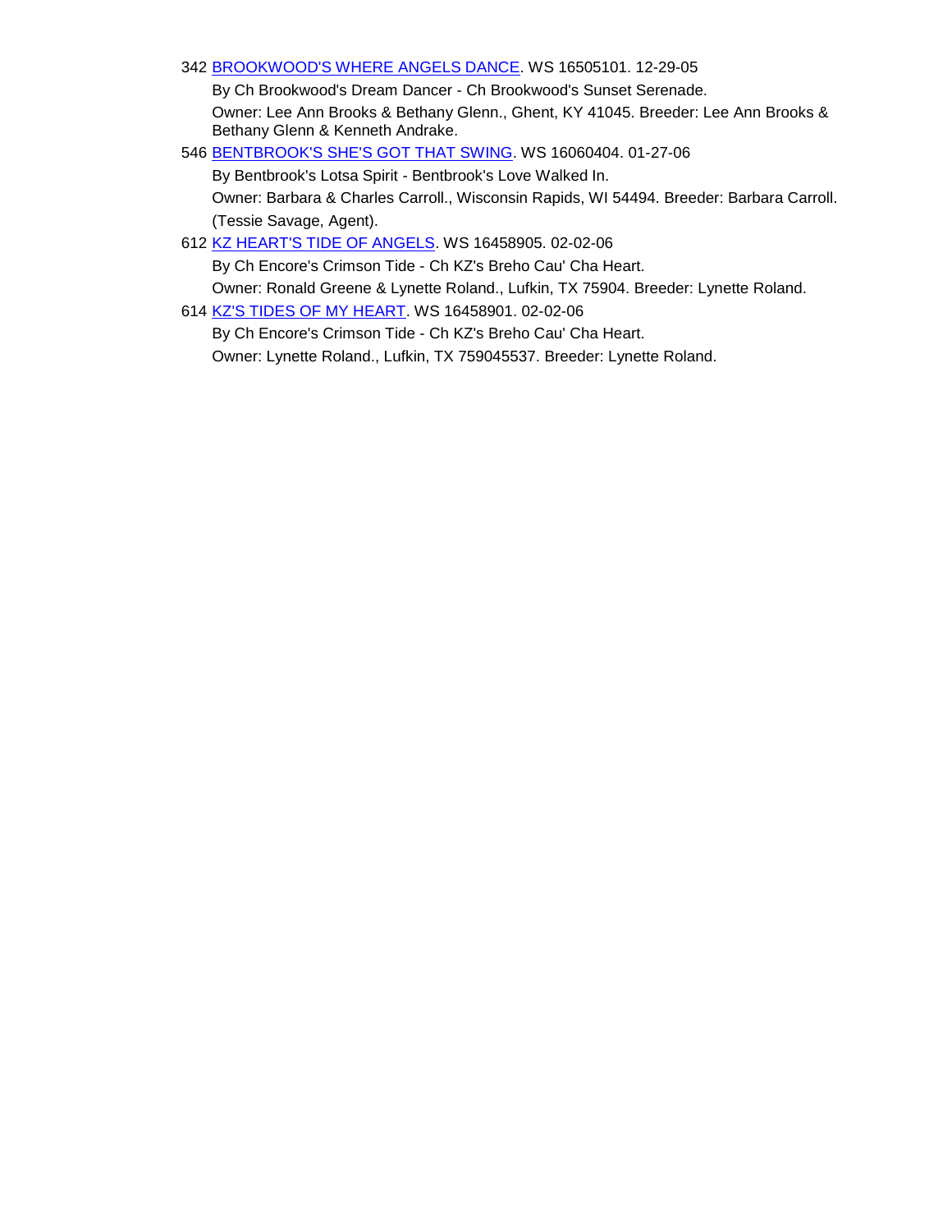342 BROOKWOOD'S WHERE ANGELS DANCE. WS 16505101. 12-29-05

By Ch Brookwood's Dream Dancer - Ch Brookwood's Sunset Serenade.

Owner: Lee Ann Brooks & Bethany Glenn., Ghent, KY 41045. Breeder: Lee Ann Brooks & Bethany Glenn & Kenneth Andrake.

546 BENTBROOK'S SHE'S GOT THAT SWING. WS 16060404. 01-27-06

By Bentbrook's Lotsa Spirit - Bentbrook's Love Walked In.

Owner: Barbara & Charles Carroll., Wisconsin Rapids, WI 54494. Breeder: Barbara Carroll. (Tessie Savage, Agent).

612 KZ HEART'S TIDE OF ANGELS. WS 16458905. 02-02-06

By Ch Encore's Crimson Tide - Ch KZ's Breho Cau' Cha Heart.

Owner: Ronald Greene & Lynette Roland., Lufkin, TX 75904. Breeder: Lynette Roland.

614 KZ'S TIDES OF MY HEART. WS 16458901. 02-02-06

By Ch Encore's Crimson Tide - Ch KZ's Breho Cau' Cha Heart.

Owner: Lynette Roland., Lufkin, TX 759045537. Breeder: Lynette Roland.